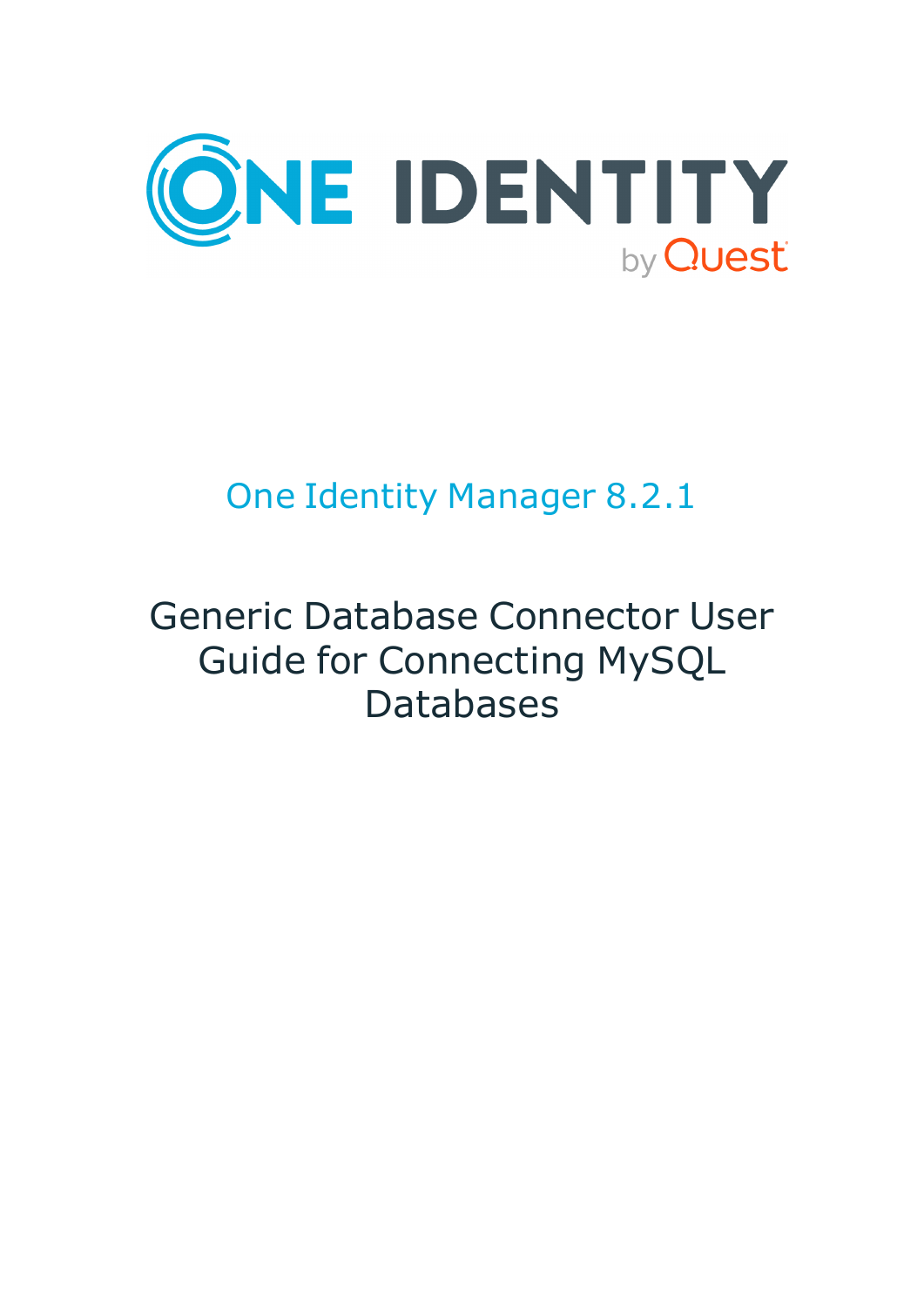ONE IDENTITY

by Quest

# One Identity Manager 8.2.1

## Generic Database Connector User Guide for Connecting MySQL Databases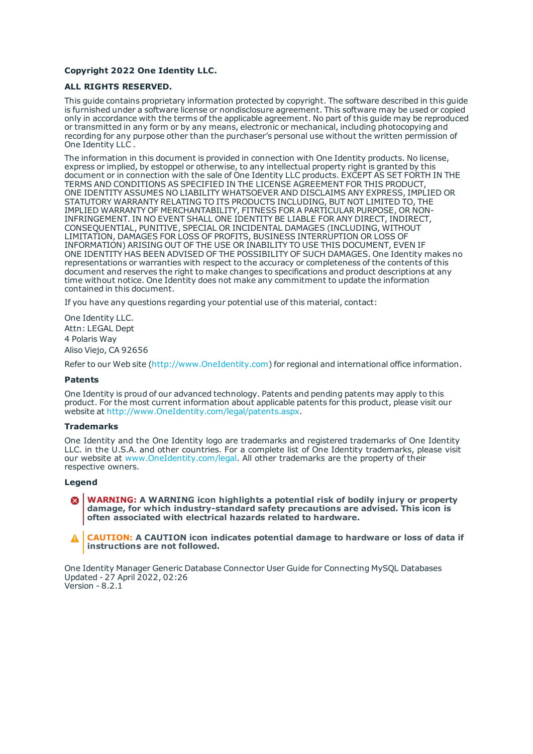**Copyright 2022 One Identity LLC.**

**ALL RIGHTS RESERVED.**

This guide contains proprietary information protected by copyright. The software described in this guide is furnished under a software license or nondisclosure agreement. This software may be used or copied only in accordance with the terms of the applicable agreement. No part of this guide may be reproduced or transmitted in any form or by any means, electronic or mechanical, including photocopying and recording for any purpose other than the purchaser's personal use without the written permission of One Identity LLC .

The information in this document is provided in connection with One Identity products. No license, express or implied, by estoppel or otherwise, to any intellectual property right is granted by this document or in connection with the sale of One Identity LLC products. EXCEPT AS SET FORTH IN THE TERMS AND CONDITIONS AS SPECIFIED IN THE LICENSE AGREEMENT FOR THIS PRODUCT, ONE IDENTITY ASSUMES NO LIABILITY WHATSOEVER AND DISCLAIMS ANY EXPRESS, IMPLIED OR STATUTORY WARRANTY RELATING TO ITS PRODUCTS INCLUDING, BUT NOT LIMITED TO, THE IMPLIED WARRANTY OF MERCHANTABILITY, FITNESS FOR A PARTICULAR PURPOSE, OR NON-INFRINGEMENT. IN NO EVENT SHALL ONE IDENTITY BE LIABLE FOR ANY DIRECT, INDIRECT, CONSEQUENTIAL, PUNITIVE, SPECIAL OR INCIDENTAL DAMAGES (INCLUDING, WITHOUT LIMITATION, DAMAGES FOR LOSS OF PROFITS, BUSINESS INTERRUPTION OR LOSS OF INFORMATION) ARISING OUT OF THE USE OR INABILITY TO USE THIS DOCUMENT, EVEN IF ONE IDENTITY HAS BEEN ADVISED OF THE POSSIBILITY OF SUCH DAMAGES. One Identity makes no representations or warranties with respect to the accuracy or completeness of the contents of this document and reserves the right to make changes to specifications and product descriptions at any time without notice. One Identity does not make any commitment to update the information contained in this document.

If you have any questions regarding your potential use of this material, contact:

One Identity LLC.  
Attn: LEGAL Dept  
4 Polaris Way  
Aliso Viejo, CA 92656

Refer to our Web site (http://www.OneIdentity.com) for regional and international office information.

### Patents

One Identity is proud of our advanced technology. Patents and pending patents may apply to this product. For the most current information about applicable patents for this product, please visit our website at http://www.OneIdentity.com/legal/patents.aspx.

### Trademarks

One Identity and the One Identity logo are trademarks and registered trademarks of One Identity LLC. in the U.S.A. and other countries. For a complete list of One Identity trademarks, please visit our website at www.OneIdentity.com/legal. All other trademarks are the property of their respective owners.

### Legend

**WARNING: A WARNING icon highlights a potential risk of bodily injury or property damage, for which industry-standard safety precautions are advised. This icon is often associated with electrical hazards related to hardware.**

**CAUTION: A CAUTION icon indicates potential damage to hardware or loss of data if instructions are not followed.**

One Identity Manager Generic Database Connector User Guide for Connecting MySQL Databases  
Updated - 27 April 2022, 02:26  
Version - 8.2.1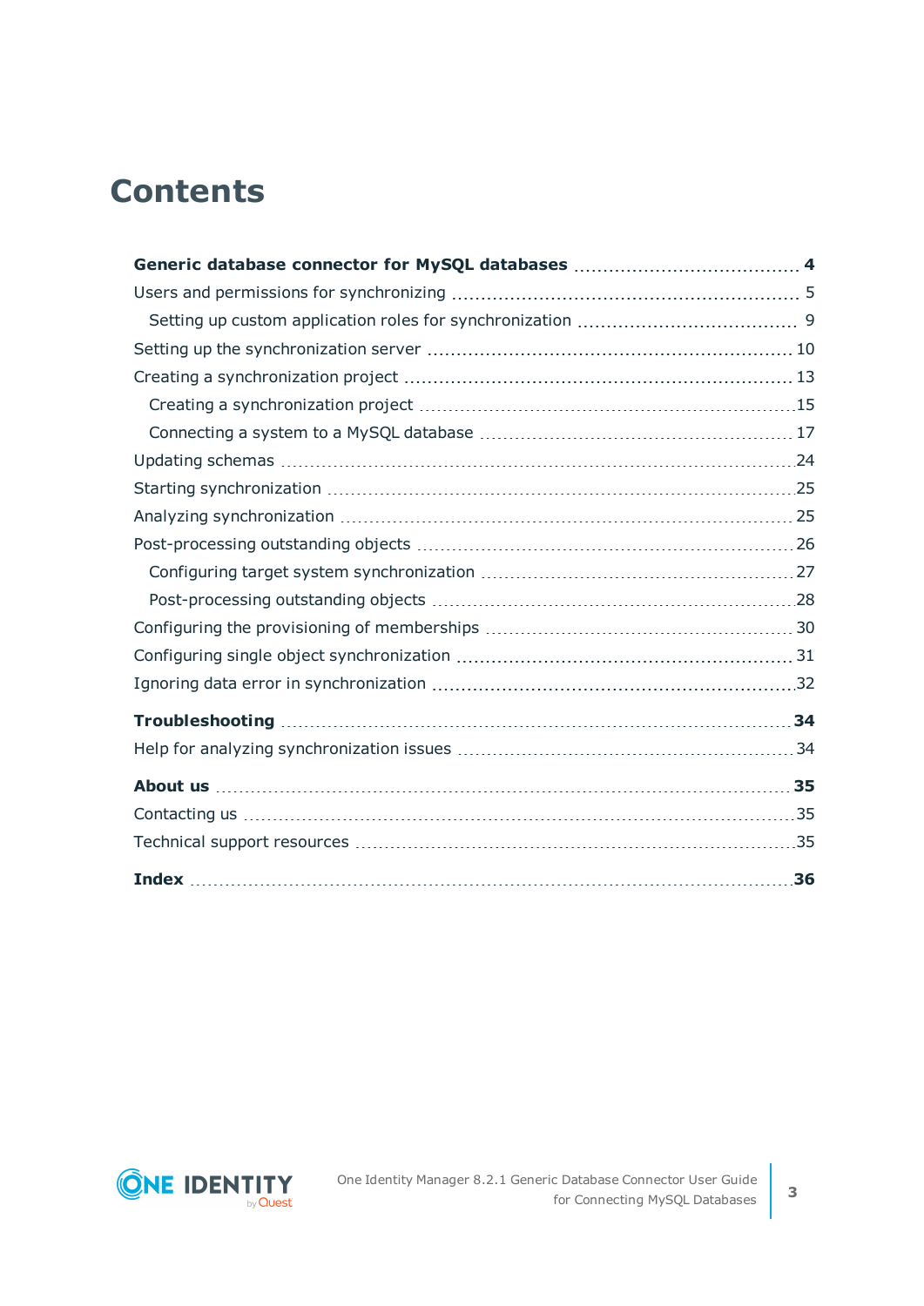# Contents

**Generic database connector for MySQL databases** 4

Users and permissions for synchronizing 5

- Setting up custom application roles for synchronization 9

Setting up the synchronization server 10

Creating a synchronization project 13

- Creating a synchronization project 15
- Connecting a system to a MySQL database 17

Updating schemas 24

Starting synchronization 25

Analyzing synchronization 25

Post-processing outstanding objects 26

- Configuring target system synchronization 27
- Post-processing outstanding objects 28

Configuring the provisioning of memberships 30

Configuring single object synchronization 31

Ignoring data error in synchronization 32

**Troubleshooting** 34

Help for analyzing synchronization issues 34

**About us** 35

Contacting us 35

Technical support resources 35

**Index** 36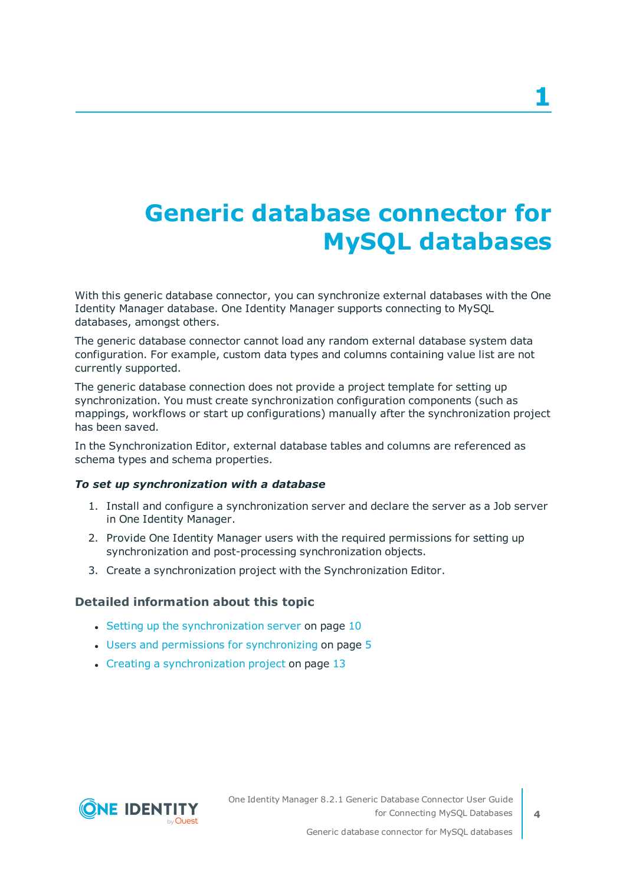# 1 Generic database connector for MySQL databases

With this generic database connector, you can synchronize external databases with the One Identity Manager database. One Identity Manager supports connecting to MySQL databases, amongst others.

The generic database connector cannot load any random external database system data configuration. For example, custom data types and columns containing value list are not currently supported.

The generic database connection does not provide a project template for setting up synchronization. You must create synchronization configuration components (such as mappings, workflows or start up configurations) manually after the synchronization project has been saved.

In the Synchronization Editor, external database tables and columns are referenced as schema types and schema properties.

***To set up synchronization with a database***

1. Install and configure a synchronization server and declare the server as a Job server in One Identity Manager.
2. Provide One Identity Manager users with the required permissions for setting up synchronization and post-processing synchronization objects.
3. Create a synchronization project with the Synchronization Editor.

### Detailed information about this topic

- Setting up the synchronization server on page 10
- Users and permissions for synchronizing on page 5
- Creating a synchronization project on page 13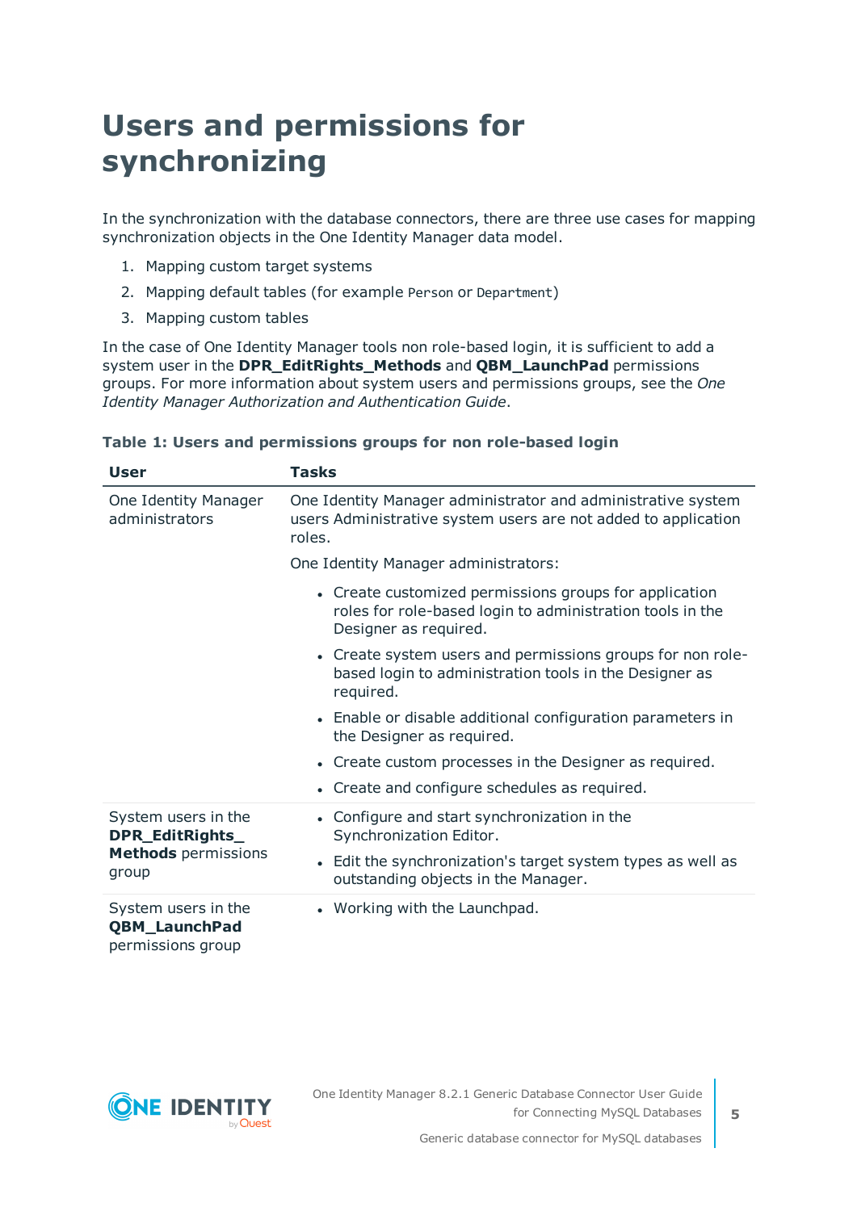# Users and permissions for synchronizing

In the synchronization with the database connectors, there are three use cases for mapping synchronization objects in the One Identity Manager data model.

1. Mapping custom target systems
2. Mapping default tables (for example `Person` or `Department`)
3. Mapping custom tables

In the case of One Identity Manager tools non role-based login, it is sufficient to add a system user in the **DPR_EditRights_Methods** and **QBM_LaunchPad** permissions groups. For more information about system users and permissions groups, see the *One Identity Manager Authorization and Authentication Guide*.

**Table 1: Users and permissions groups for non role-based login**

| User | Tasks |
|---|---|
| One Identity Manager administrators | One Identity Manager administrator and administrative system users Administrative system users are not added to application roles.<br><br>One Identity Manager administrators:<br><br>• Create customized permissions groups for application roles for role-based login to administration tools in the Designer as required.<br>• Create system users and permissions groups for non role-based login to administration tools in the Designer as required.<br>• Enable or disable additional configuration parameters in the Designer as required.<br>• Create custom processes in the Designer as required.<br>• Create and configure schedules as required. |
| System users in the **DPR_EditRights_Methods** permissions group | • Configure and start synchronization in the Synchronization Editor.<br>• Edit the synchronization's target system types as well as outstanding objects in the Manager. |
| System users in the **QBM_LaunchPad** permissions group | • Working with the Launchpad. |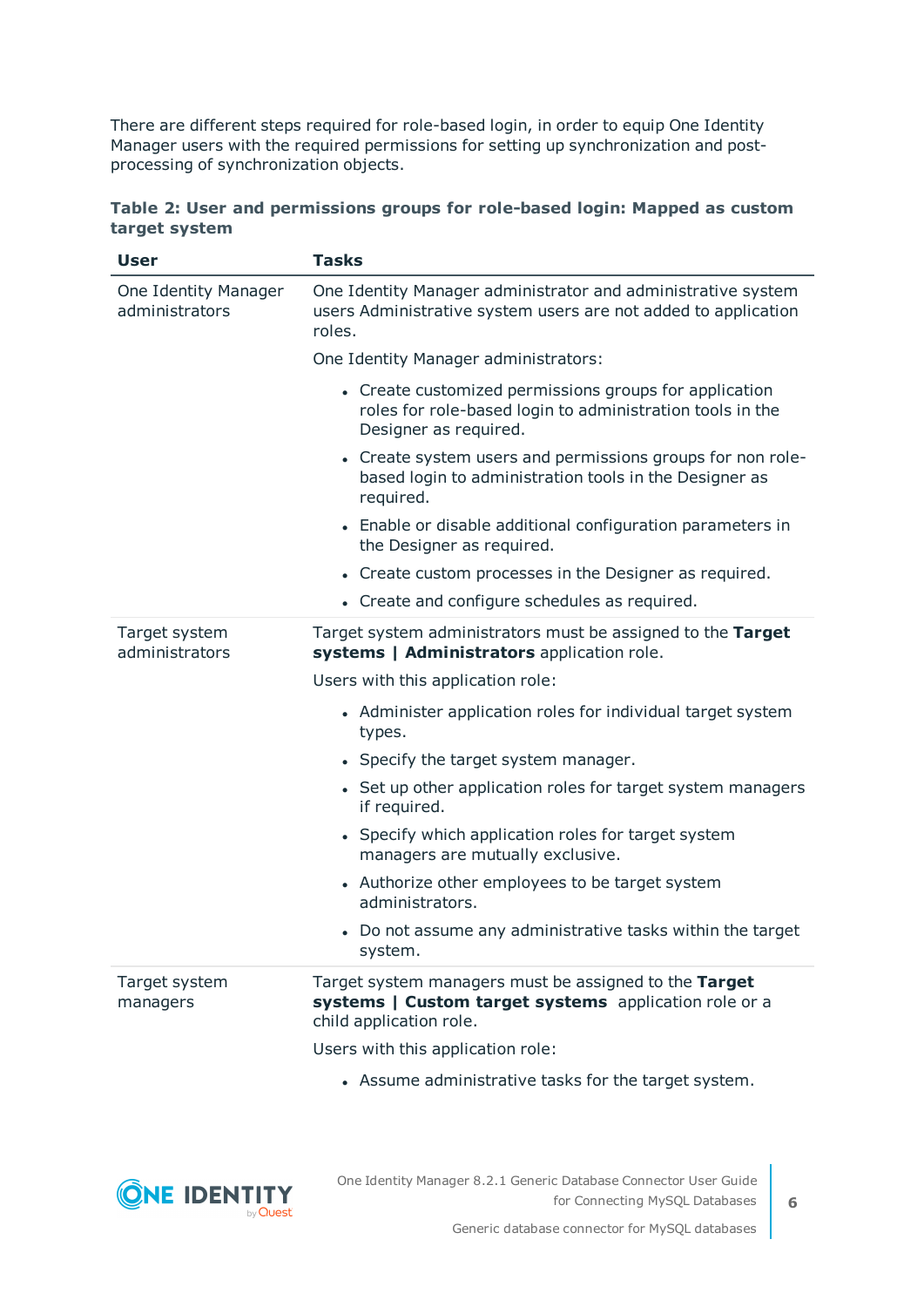There are different steps required for role-based login, in order to equip One Identity Manager users with the required permissions for setting up synchronization and post-processing of synchronization objects.

**Table 2: User and permissions groups for role-based login: Mapped as custom target system**

| User | Tasks |
|---|---|
| One Identity Manager administrators | One Identity Manager administrator and administrative system users Administrative system users are not added to application roles.<br><br>One Identity Manager administrators:<br><br>• Create customized permissions groups for application roles for role-based login to administration tools in the Designer as required.<br>• Create system users and permissions groups for non role-based login to administration tools in the Designer as required.<br>• Enable or disable additional configuration parameters in the Designer as required.<br>• Create custom processes in the Designer as required.<br>• Create and configure schedules as required. |
| Target system administrators | Target system administrators must be assigned to the **Target systems \| Administrators** application role.<br><br>Users with this application role:<br><br>• Administer application roles for individual target system types.<br>• Specify the target system manager.<br>• Set up other application roles for target system managers if required.<br>• Specify which application roles for target system managers are mutually exclusive.<br>• Authorize other employees to be target system administrators.<br>• Do not assume any administrative tasks within the target system. |
| Target system managers | Target system managers must be assigned to the **Target systems \| Custom target systems** application role or a child application role.<br><br>Users with this application role:<br><br>• Assume administrative tasks for the target system. |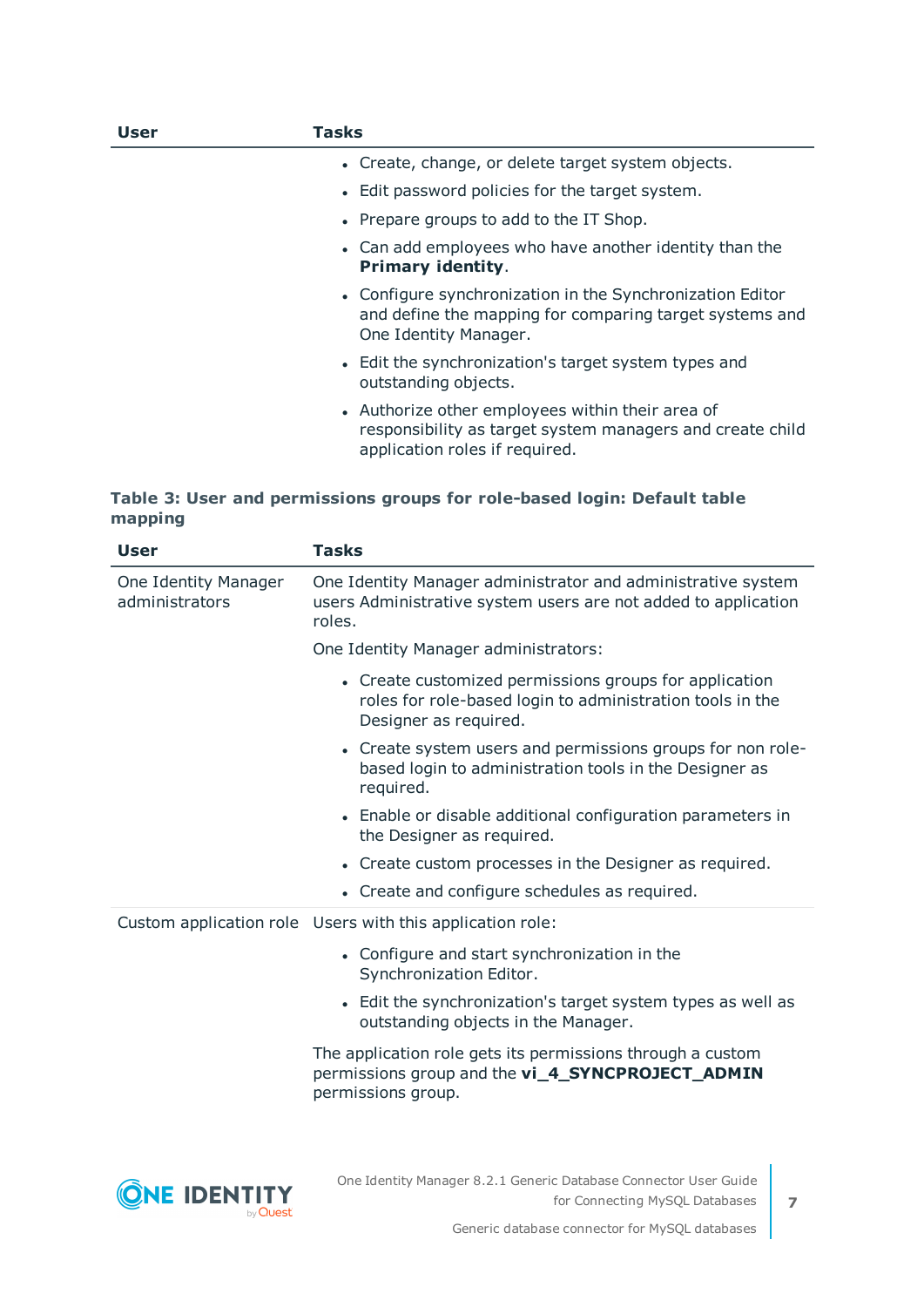| User | Tasks |
|---|---|
| | • Create, change, or delete target system objects.<br>• Edit password policies for the target system.<br>• Prepare groups to add to the IT Shop.<br>• Can add employees who have another identity than the **Primary identity**.<br>• Configure synchronization in the Synchronization Editor and define the mapping for comparing target systems and One Identity Manager.<br>• Edit the synchronization's target system types and outstanding objects.<br>• Authorize other employees within their area of responsibility as target system managers and create child application roles if required. |

**Table 3: User and permissions groups for role-based login: Default table mapping**

| User | Tasks |
|---|---|
| One Identity Manager administrators | One Identity Manager administrator and administrative system users Administrative system users are not added to application roles.<br><br>One Identity Manager administrators:<br><br>• Create customized permissions groups for application roles for role-based login to administration tools in the Designer as required.<br>• Create system users and permissions groups for non role-based login to administration tools in the Designer as required.<br>• Enable or disable additional configuration parameters in the Designer as required.<br>• Create custom processes in the Designer as required.<br>• Create and configure schedules as required. |
| Custom application role | Users with this application role:<br><br>• Configure and start synchronization in the Synchronization Editor.<br>• Edit the synchronization's target system types as well as outstanding objects in the Manager.<br><br>The application role gets its permissions through a custom permissions group and the **vi_4_SYNCPROJECT_ADMIN** permissions group. |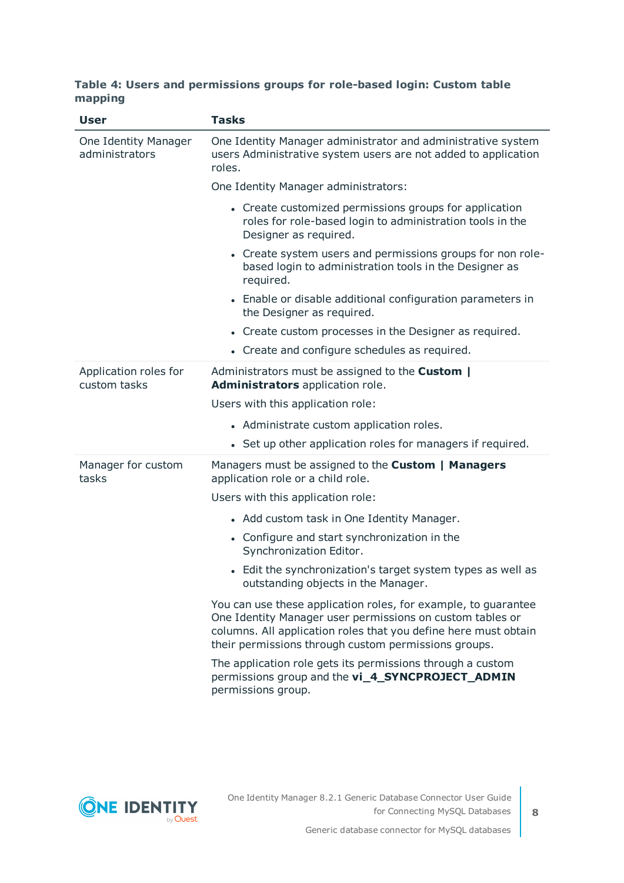**Table 4: Users and permissions groups for role-based login: Custom table mapping**

| User | Tasks |
|---|---|
| One Identity Manager administrators | One Identity Manager administrator and administrative system users Administrative system users are not added to application roles.<br><br>One Identity Manager administrators:<br><br>• Create customized permissions groups for application roles for role-based login to administration tools in the Designer as required.<br>• Create system users and permissions groups for non role-based login to administration tools in the Designer as required.<br>• Enable or disable additional configuration parameters in the Designer as required.<br>• Create custom processes in the Designer as required.<br>• Create and configure schedules as required. |
| Application roles for custom tasks | Administrators must be assigned to the **Custom \| Administrators** application role.<br><br>Users with this application role:<br><br>• Administrate custom application roles.<br>• Set up other application roles for managers if required. |
| Manager for custom tasks | Managers must be assigned to the **Custom \| Managers** application role or a child role.<br><br>Users with this application role:<br><br>• Add custom task in One Identity Manager.<br>• Configure and start synchronization in the Synchronization Editor.<br>• Edit the synchronization's target system types as well as outstanding objects in the Manager.<br><br>You can use these application roles, for example, to guarantee One Identity Manager user permissions on custom tables or columns. All application roles that you define here must obtain their permissions through custom permissions groups.<br><br>The application role gets its permissions through a custom permissions group and the **vi_4_SYNCPROJECT_ADMIN** permissions group. |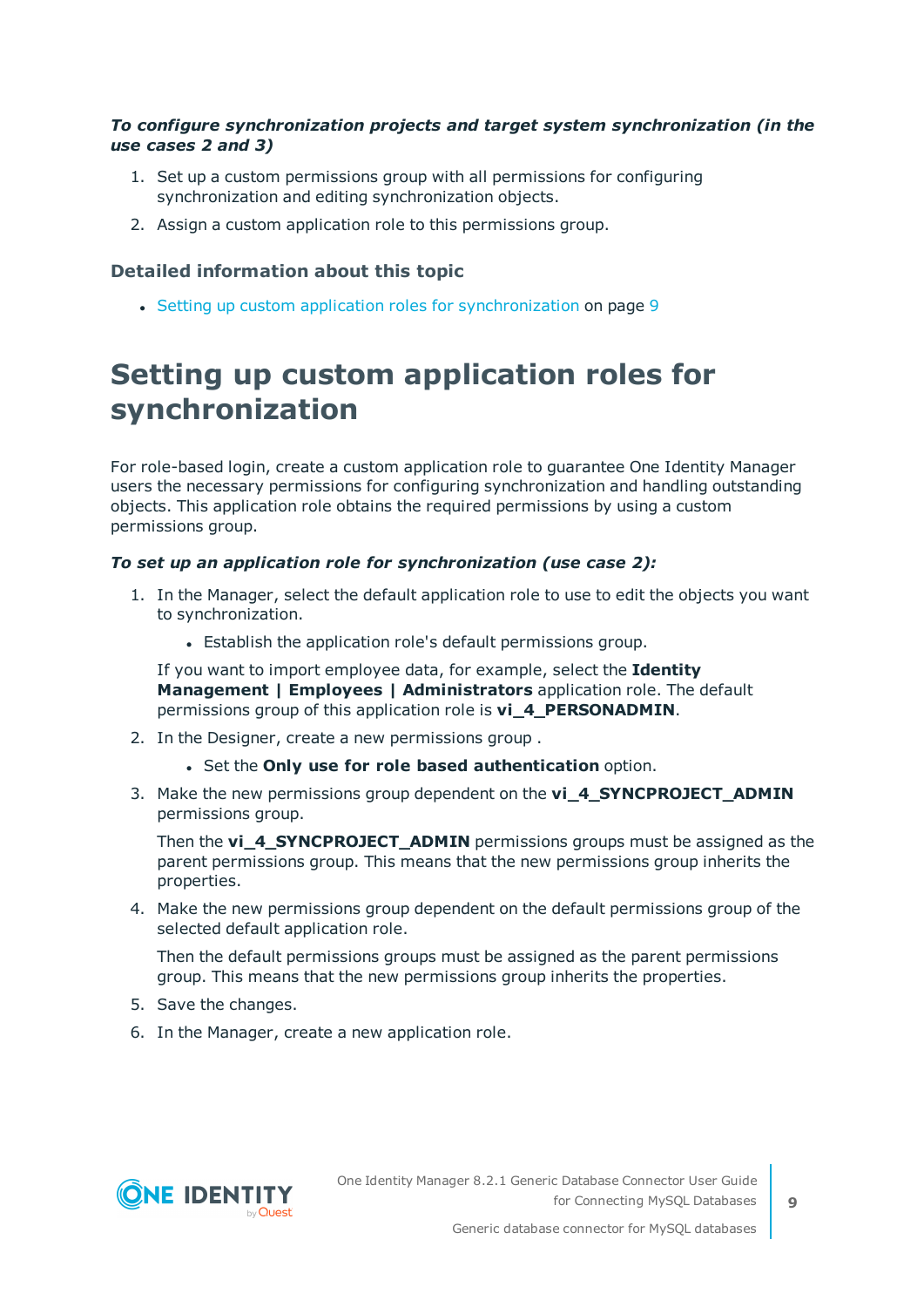***To configure synchronization projects and target system synchronization (in the use cases 2 and 3)***

1. Set up a custom permissions group with all permissions for configuring synchronization and editing synchronization objects.
2. Assign a custom application role to this permissions group.

### Detailed information about this topic

- Setting up custom application roles for synchronization on page 9

# Setting up custom application roles for synchronization

For role-based login, create a custom application role to guarantee One Identity Manager users the necessary permissions for configuring synchronization and handling outstanding objects. This application role obtains the required permissions by using a custom permissions group.

***To set up an application role for synchronization (use case 2):***

1. In the Manager, select the default application role to use to edit the objects you want to synchronization.
   - Establish the application role's default permissions group.

   If you want to import employee data, for example, select the **Identity Management | Employees | Administrators** application role. The default permissions group of this application role is **vi_4_PERSONADMIN**.
2. In the Designer, create a new permissions group .
   - Set the **Only use for role based authentication** option.
3. Make the new permissions group dependent on the **vi_4_SYNCPROJECT_ADMIN** permissions group.

   Then the **vi_4_SYNCPROJECT_ADMIN** permissions groups must be assigned as the parent permissions group. This means that the new permissions group inherits the properties.
4. Make the new permissions group dependent on the default permissions group of the selected default application role.

   Then the default permissions groups must be assigned as the parent permissions group. This means that the new permissions group inherits the properties.
5. Save the changes.
6. In the Manager, create a new application role.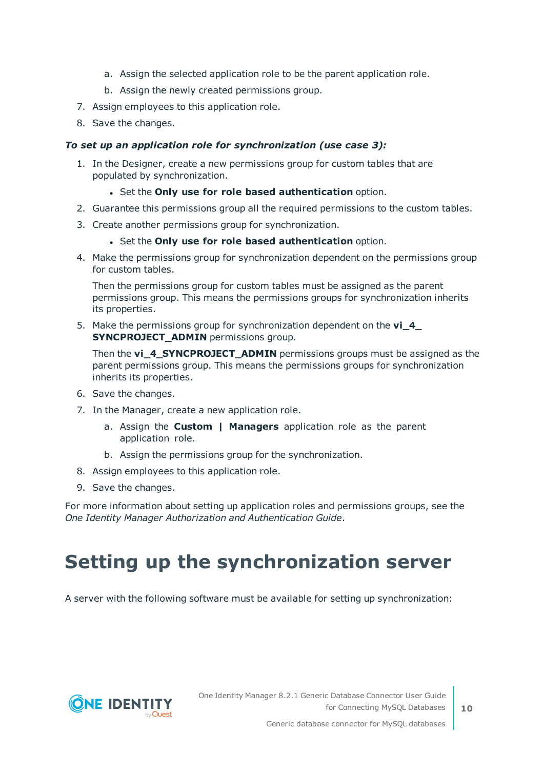a. Assign the selected application role to be the parent application role.
   b. Assign the newly created permissions group.
7. Assign employees to this application role.
8. Save the changes.

***To set up an application role for synchronization (use case 3):***

1. In the Designer, create a new permissions group for custom tables that are populated by synchronization.
   - Set the **Only use for role based authentication** option.
2. Guarantee this permissions group all the required permissions to the custom tables.
3. Create another permissions group for synchronization.
   - Set the **Only use for role based authentication** option.
4. Make the permissions group for synchronization dependent on the permissions group for custom tables.

   Then the permissions group for custom tables must be assigned as the parent permissions group. This means the permissions groups for synchronization inherits its properties.
5. Make the permissions group for synchronization dependent on the **vi_4_SYNCPROJECT_ADMIN** permissions group.

   Then the **vi_4_SYNCPROJECT_ADMIN** permissions groups must be assigned as the parent permissions group. This means the permissions groups for synchronization inherits its properties.
6. Save the changes.
7. In the Manager, create a new application role.
   a. Assign the **Custom | Managers** application role as the parent application role.
   b. Assign the permissions group for the synchronization.
8. Assign employees to this application role.
9. Save the changes.

For more information about setting up application roles and permissions groups, see the *One Identity Manager Authorization and Authentication Guide*.

# Setting up the synchronization server

A server with the following software must be available for setting up synchronization: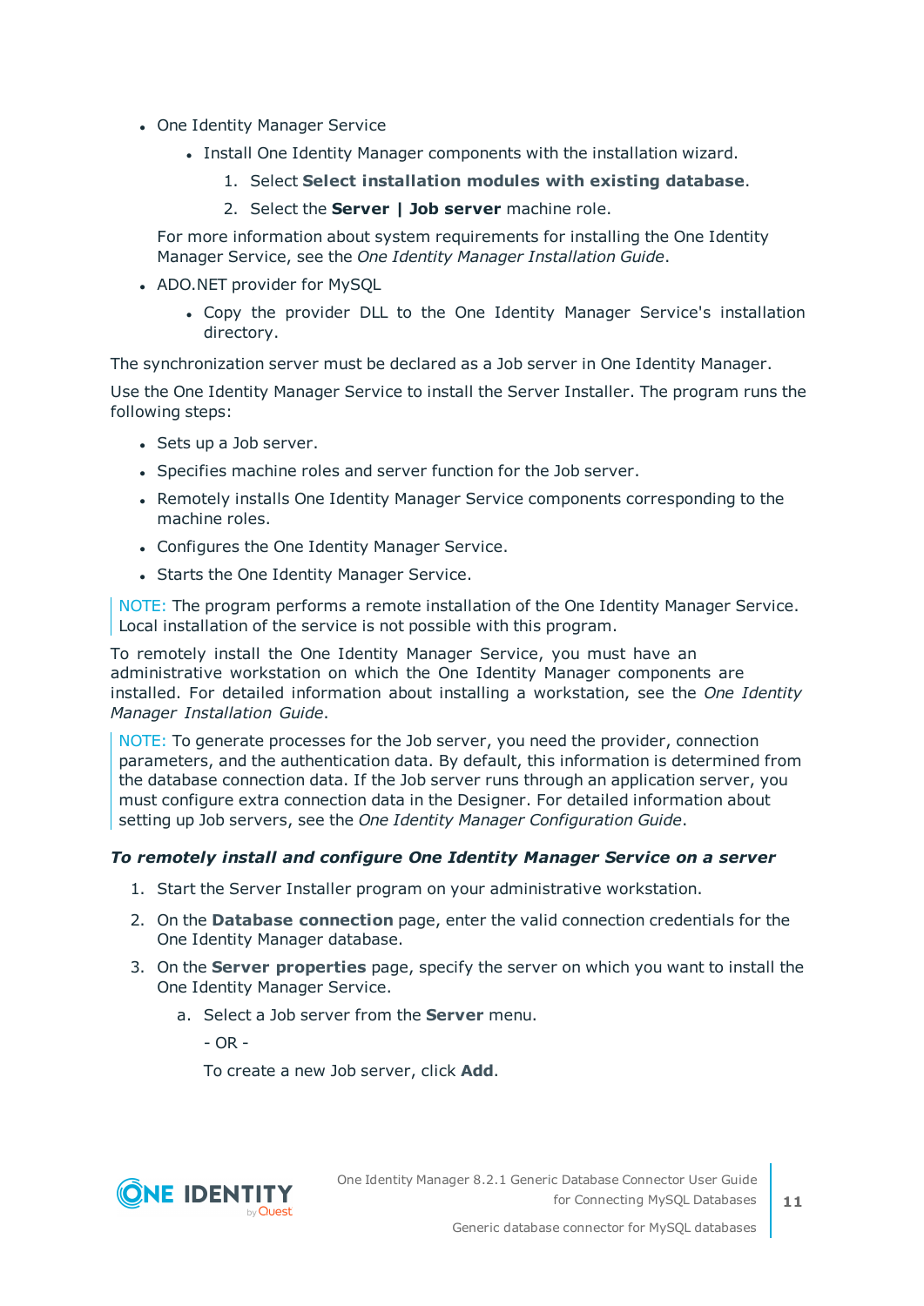- One Identity Manager Service
    - Install One Identity Manager components with the installation wizard.
        1. Select **Select installation modules with existing database**.
        2. Select the **Server | Job server** machine role.

    For more information about system requirements for installing the One Identity Manager Service, see the *One Identity Manager Installation Guide*.
- ADO.NET provider for MySQL
    - Copy the provider DLL to the One Identity Manager Service's installation directory.

The synchronization server must be declared as a Job server in One Identity Manager.

Use the One Identity Manager Service to install the Server Installer. The program runs the following steps:

- Sets up a Job server.
- Specifies machine roles and server function for the Job server.
- Remotely installs One Identity Manager Service components corresponding to the machine roles.
- Configures the One Identity Manager Service.
- Starts the One Identity Manager Service.

NOTE: The program performs a remote installation of the One Identity Manager Service. Local installation of the service is not possible with this program.

To remotely install the One Identity Manager Service, you must have an administrative workstation on which the One Identity Manager components are installed. For detailed information about installing a workstation, see the *One Identity Manager Installation Guide*.

NOTE: To generate processes for the Job server, you need the provider, connection parameters, and the authentication data. By default, this information is determined from the database connection data. If the Job server runs through an application server, you must configure extra connection data in the Designer. For detailed information about setting up Job servers, see the *One Identity Manager Configuration Guide*.

***To remotely install and configure One Identity Manager Service on a server***

1. Start the Server Installer program on your administrative workstation.
2. On the **Database connection** page, enter the valid connection credentials for the One Identity Manager database.
3. On the **Server properties** page, specify the server on which you want to install the One Identity Manager Service.
    a. Select a Job server from the **Server** menu.

       \- OR -

       To create a new Job server, click **Add**.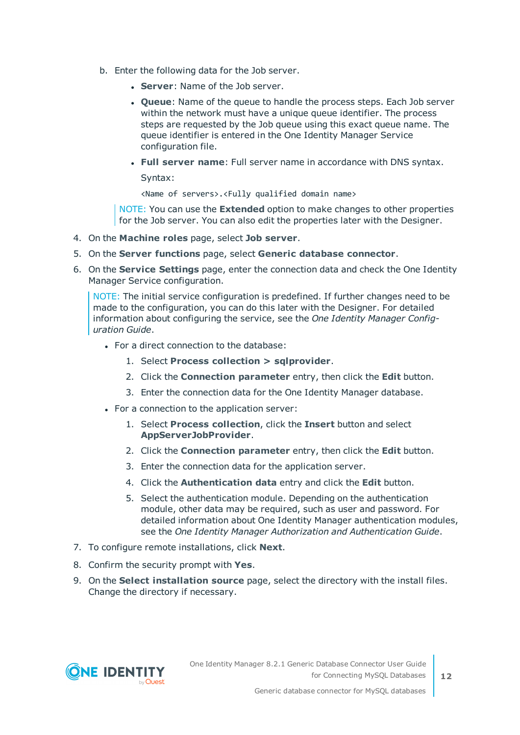b. Enter the following data for the Job server.

   - **Server**: Name of the Job server.
   - **Queue**: Name of the queue to handle the process steps. Each Job server within the network must have a unique queue identifier. The process steps are requested by the Job queue using this exact queue name. The queue identifier is entered in the One Identity Manager Service configuration file.
   - **Full server name**: Full server name in accordance with DNS syntax.

     Syntax:

     `<Name of servers>.<Fully qualified domain name>`

   NOTE: You can use the **Extended** option to make changes to other properties for the Job server. You can also edit the properties later with the Designer.

4. On the **Machine roles** page, select **Job server**.
5. On the **Server functions** page, select **Generic database connector**.
6. On the **Service Settings** page, enter the connection data and check the One Identity Manager Service configuration.

   NOTE: The initial service configuration is predefined. If further changes need to be made to the configuration, you can do this later with the Designer. For detailed information about configuring the service, see the *One Identity Manager Configuration Guide*.

   - For a direct connection to the database:
     1. Select **Process collection > sqlprovider**.
     2. Click the **Connection parameter** entry, then click the **Edit** button.
     3. Enter the connection data for the One Identity Manager database.
   - For a connection to the application server:
     1. Select **Process collection**, click the **Insert** button and select **AppServerJobProvider**.
     2. Click the **Connection parameter** entry, then click the **Edit** button.
     3. Enter the connection data for the application server.
     4. Click the **Authentication data** entry and click the **Edit** button.
     5. Select the authentication module. Depending on the authentication module, other data may be required, such as user and password. For detailed information about One Identity Manager authentication modules, see the *One Identity Manager Authorization and Authentication Guide*.
7. To configure remote installations, click **Next**.
8. Confirm the security prompt with **Yes**.
9. On the **Select installation source** page, select the directory with the install files. Change the directory if necessary.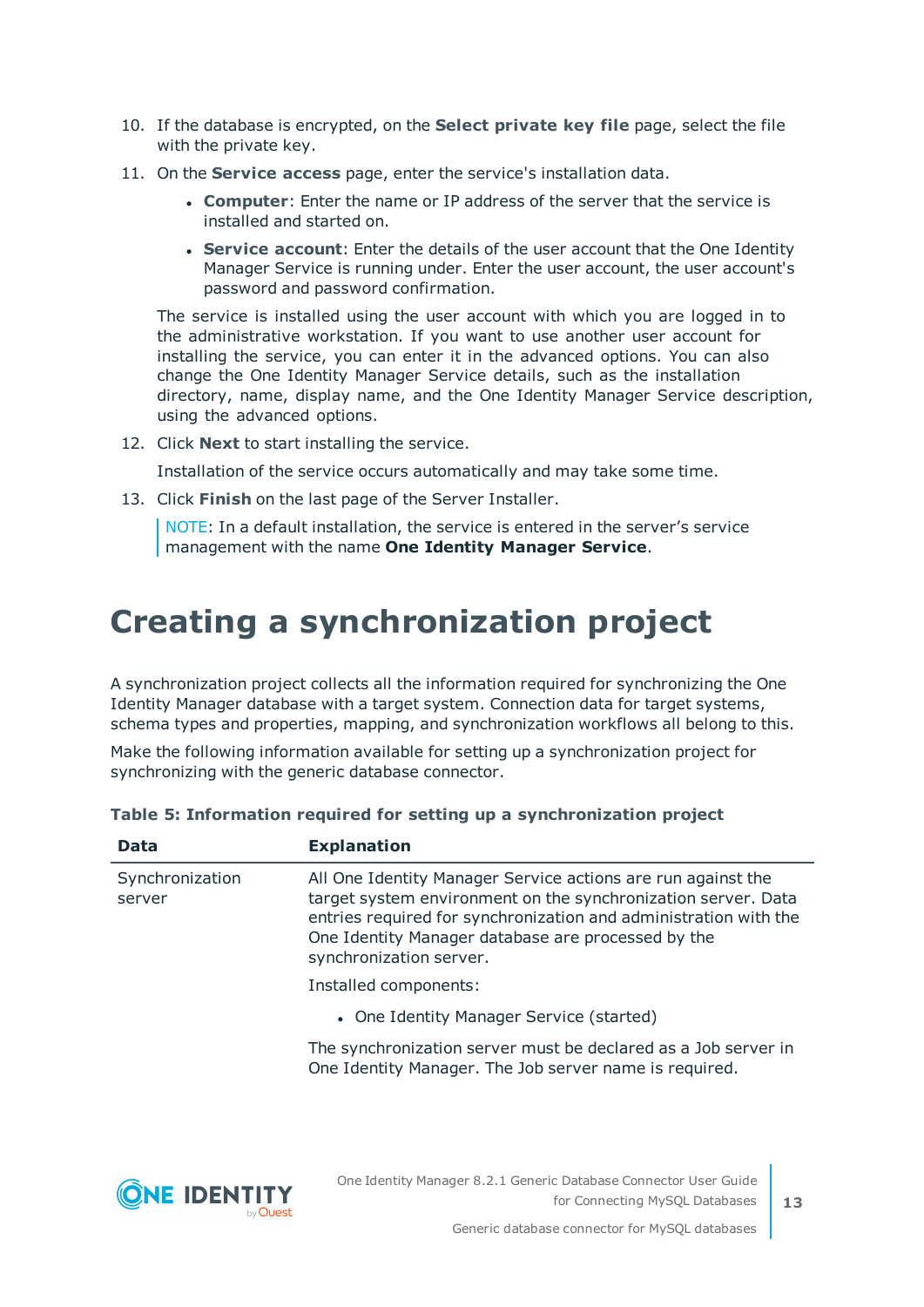10. If the database is encrypted, on the **Select private key file** page, select the file with the private key.
11. On the **Service access** page, enter the service's installation data.
    - **Computer**: Enter the name or IP address of the server that the service is installed and started on.
    - **Service account**: Enter the details of the user account that the One Identity Manager Service is running under. Enter the user account, the user account's password and password confirmation.

    The service is installed using the user account with which you are logged in to the administrative workstation. If you want to use another user account for installing the service, you can enter it in the advanced options. You can also change the One Identity Manager Service details, such as the installation directory, name, display name, and the One Identity Manager Service description, using the advanced options.
12. Click **Next** to start installing the service.

    Installation of the service occurs automatically and may take some time.
13. Click **Finish** on the last page of the Server Installer.

    NOTE: In a default installation, the service is entered in the server's service management with the name **One Identity Manager Service**.

# Creating a synchronization project

A synchronization project collects all the information required for synchronizing the One Identity Manager database with a target system. Connection data for target systems, schema types and properties, mapping, and synchronization workflows all belong to this.

Make the following information available for setting up a synchronization project for synchronizing with the generic database connector.

**Table 5: Information required for setting up a synchronization project**

| Data | Explanation |
|---|---|
| Synchronization server | All One Identity Manager Service actions are run against the target system environment on the synchronization server. Data entries required for synchronization and administration with the One Identity Manager database are processed by the synchronization server.<br><br>Installed components:<br><br>• One Identity Manager Service (started)<br><br>The synchronization server must be declared as a Job server in One Identity Manager. The Job server name is required. |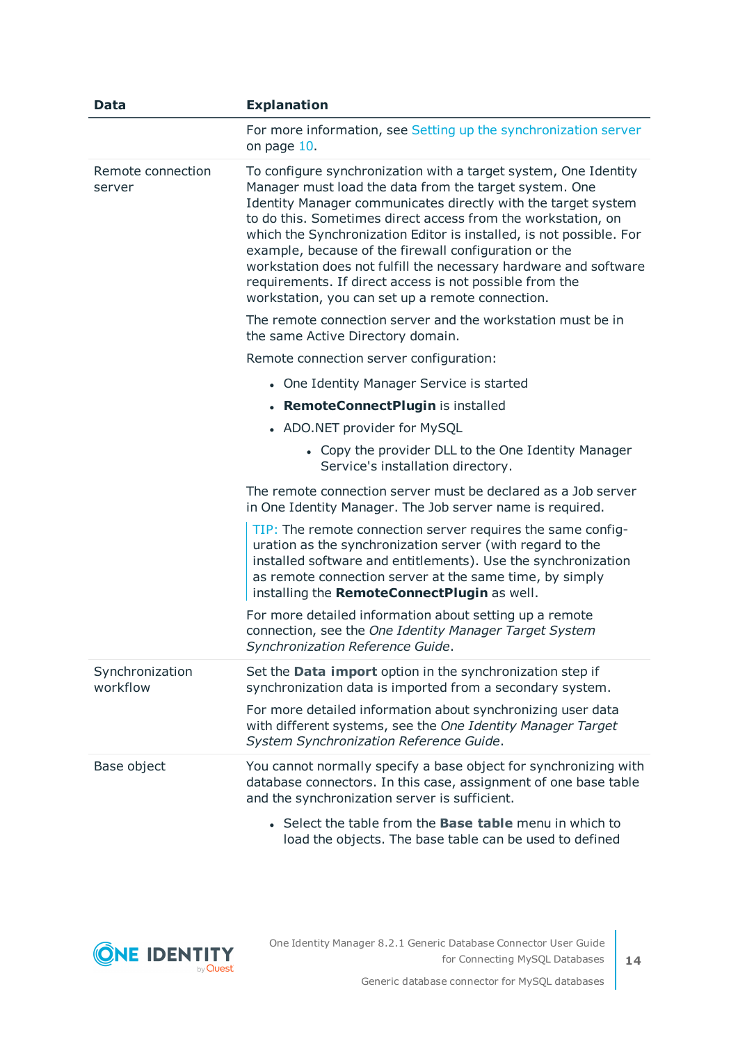| Data | Explanation |
|---|---|
| | For more information, see Setting up the synchronization server on page 10. |
| Remote connection server | To configure synchronization with a target system, One Identity Manager must load the data from the target system. One Identity Manager communicates directly with the target system to do this. Sometimes direct access from the workstation, on which the Synchronization Editor is installed, is not possible. For example, because of the firewall configuration or the workstation does not fulfill the necessary hardware and software requirements. If direct access is not possible from the workstation, you can set up a remote connection.<br><br>The remote connection server and the workstation must be in the same Active Directory domain.<br><br>Remote connection server configuration:<br><br>• One Identity Manager Service is started<br>• **RemoteConnectPlugin** is installed<br>• ADO.NET provider for MySQL<br>&nbsp;&nbsp;&nbsp;&nbsp;• Copy the provider DLL to the One Identity Manager Service's installation directory.<br><br>The remote connection server must be declared as a Job server in One Identity Manager. The Job server name is required.<br><br>TIP: The remote connection server requires the same configuration as the synchronization server (with regard to the installed software and entitlements). Use the synchronization as remote connection server at the same time, by simply installing the **RemoteConnectPlugin** as well.<br><br>For more detailed information about setting up a remote connection, see the *One Identity Manager Target System Synchronization Reference Guide*. |
| Synchronization workflow | Set the **Data import** option in the synchronization step if synchronization data is imported from a secondary system.<br><br>For more detailed information about synchronizing user data with different systems, see the *One Identity Manager Target System Synchronization Reference Guide*. |
| Base object | You cannot normally specify a base object for synchronizing with database connectors. In this case, assignment of one base table and the synchronization server is sufficient.<br><br>• Select the table from the **Base table** menu in which to load the objects. The base table can be used to defined |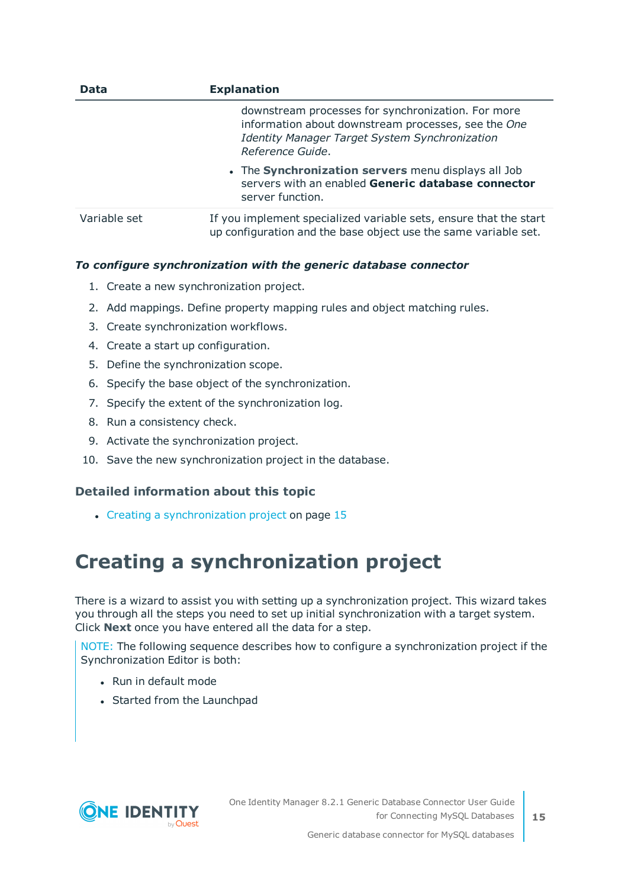| Data | Explanation |
|---|---|
| | downstream processes for synchronization. For more information about downstream processes, see the *One Identity Manager Target System Synchronization Reference Guide*.<br>• The **Synchronization servers** menu displays all Job servers with an enabled **Generic database connector** server function. |
| Variable set | If you implement specialized variable sets, ensure that the start up configuration and the base object use the same variable set. |

***To configure synchronization with the generic database connector***

1. Create a new synchronization project.
2. Add mappings. Define property mapping rules and object matching rules.
3. Create synchronization workflows.
4. Create a start up configuration.
5. Define the synchronization scope.
6. Specify the base object of the synchronization.
7. Specify the extent of the synchronization log.
8. Run a consistency check.
9. Activate the synchronization project.
10. Save the new synchronization project in the database.

### Detailed information about this topic

- Creating a synchronization project on page 15

# Creating a synchronization project

There is a wizard to assist you with setting up a synchronization project. This wizard takes you through all the steps you need to set up initial synchronization with a target system. Click **Next** once you have entered all the data for a step.

> NOTE: The following sequence describes how to configure a synchronization project if the Synchronization Editor is both:
>
> - Run in default mode
> - Started from the Launchpad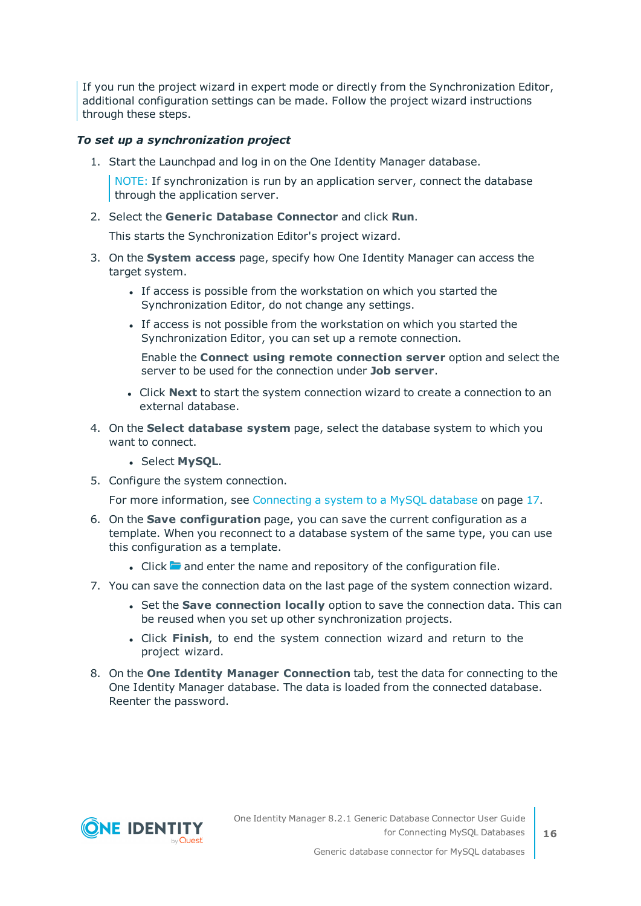If you run the project wizard in expert mode or directly from the Synchronization Editor, additional configuration settings can be made. Follow the project wizard instructions through these steps.

***To set up a synchronization project***

1. Start the Launchpad and log in on the One Identity Manager database.

   NOTE: If synchronization is run by an application server, connect the database through the application server.

2. Select the **Generic Database Connector** and click **Run**.

   This starts the Synchronization Editor's project wizard.

3. On the **System access** page, specify how One Identity Manager can access the target system.

   - If access is possible from the workstation on which you started the Synchronization Editor, do not change any settings.
   - If access is not possible from the workstation on which you started the Synchronization Editor, you can set up a remote connection.

     Enable the **Connect using remote connection server** option and select the server to be used for the connection under **Job server**.

   - Click **Next** to start the system connection wizard to create a connection to an external database.

4. On the **Select database system** page, select the database system to which you want to connect.

   - Select **MySQL**.

5. Configure the system connection.

   For more information, see Connecting a system to a MySQL database on page 17.

6. On the **Save configuration** page, you can save the current configuration as a template. When you reconnect to a database system of the same type, you can use this configuration as a template.

   - Click 📂 and enter the name and repository of the configuration file.

7. You can save the connection data on the last page of the system connection wizard.

   - Set the **Save connection locally** option to save the connection data. This can be reused when you set up other synchronization projects.
   - Click **Finish**, to end the system connection wizard and return to the project wizard.

8. On the **One Identity Manager Connection** tab, test the data for connecting to the One Identity Manager database. The data is loaded from the connected database. Reenter the password.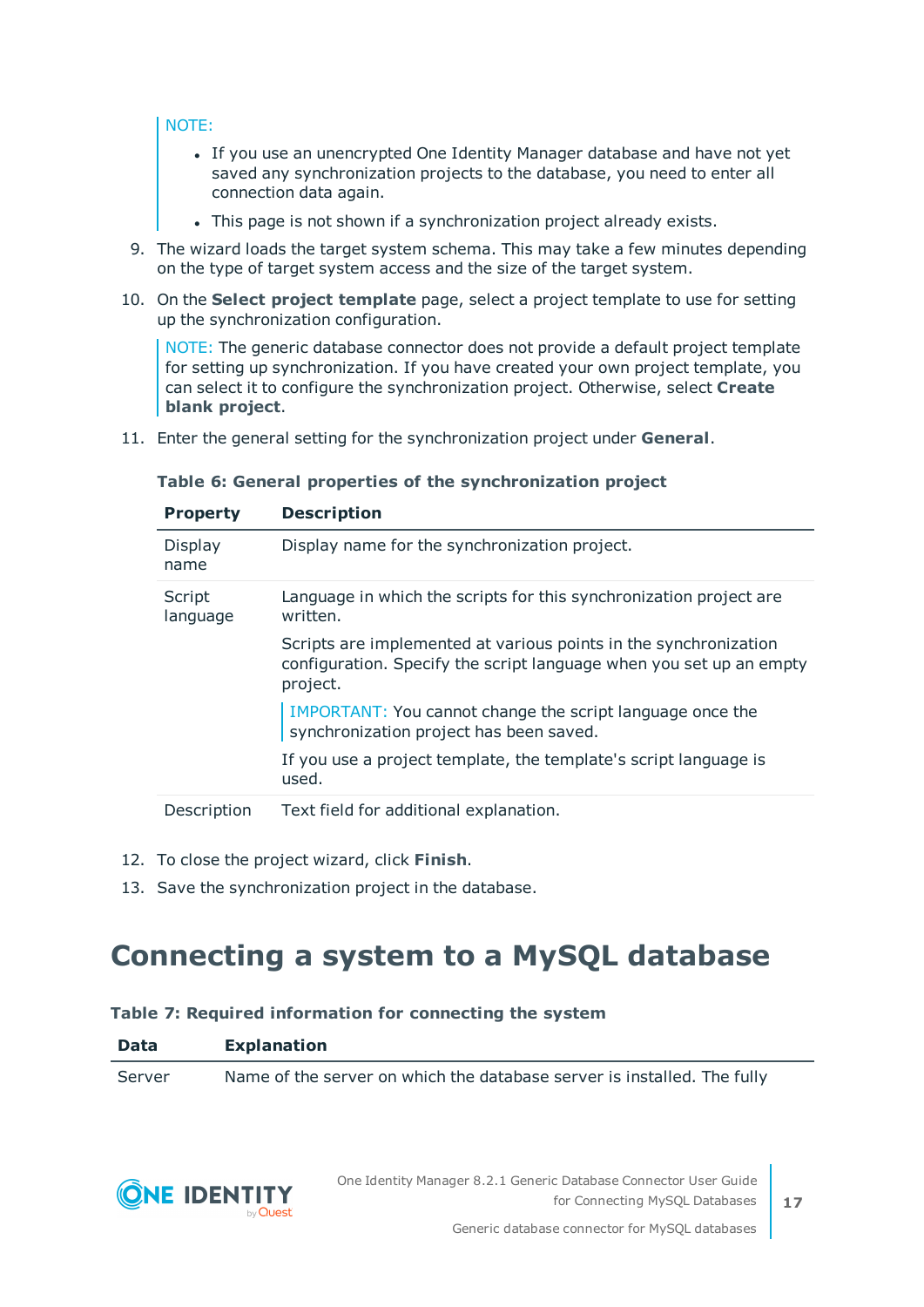NOTE:

- If you use an unencrypted One Identity Manager database and have not yet saved any synchronization projects to the database, you need to enter all connection data again.
- This page is not shown if a synchronization project already exists.

9. The wizard loads the target system schema. This may take a few minutes depending on the type of target system access and the size of the target system.
10. On the **Select project template** page, select a project template to use for setting up the synchronization configuration.

    NOTE: The generic database connector does not provide a default project template for setting up synchronization. If you have created your own project template, you can select it to configure the synchronization project. Otherwise, select **Create blank project**.

11. Enter the general setting for the synchronization project under **General**.

**Table 6: General properties of the synchronization project**

| Property | Description |
|---|---|
| Display name | Display name for the synchronization project. |
| Script language | Language in which the scripts for this synchronization project are written.<br><br>Scripts are implemented at various points in the synchronization configuration. Specify the script language when you set up an empty project.<br><br>IMPORTANT: You cannot change the script language once the synchronization project has been saved.<br><br>If you use a project template, the template's script language is used. |
| Description | Text field for additional explanation. |

12. To close the project wizard, click **Finish**.
13. Save the synchronization project in the database.

# Connecting a system to a MySQL database

**Table 7: Required information for connecting the system**

| Data | Explanation |
|---|---|
| Server | Name of the server on which the database server is installed. The fully |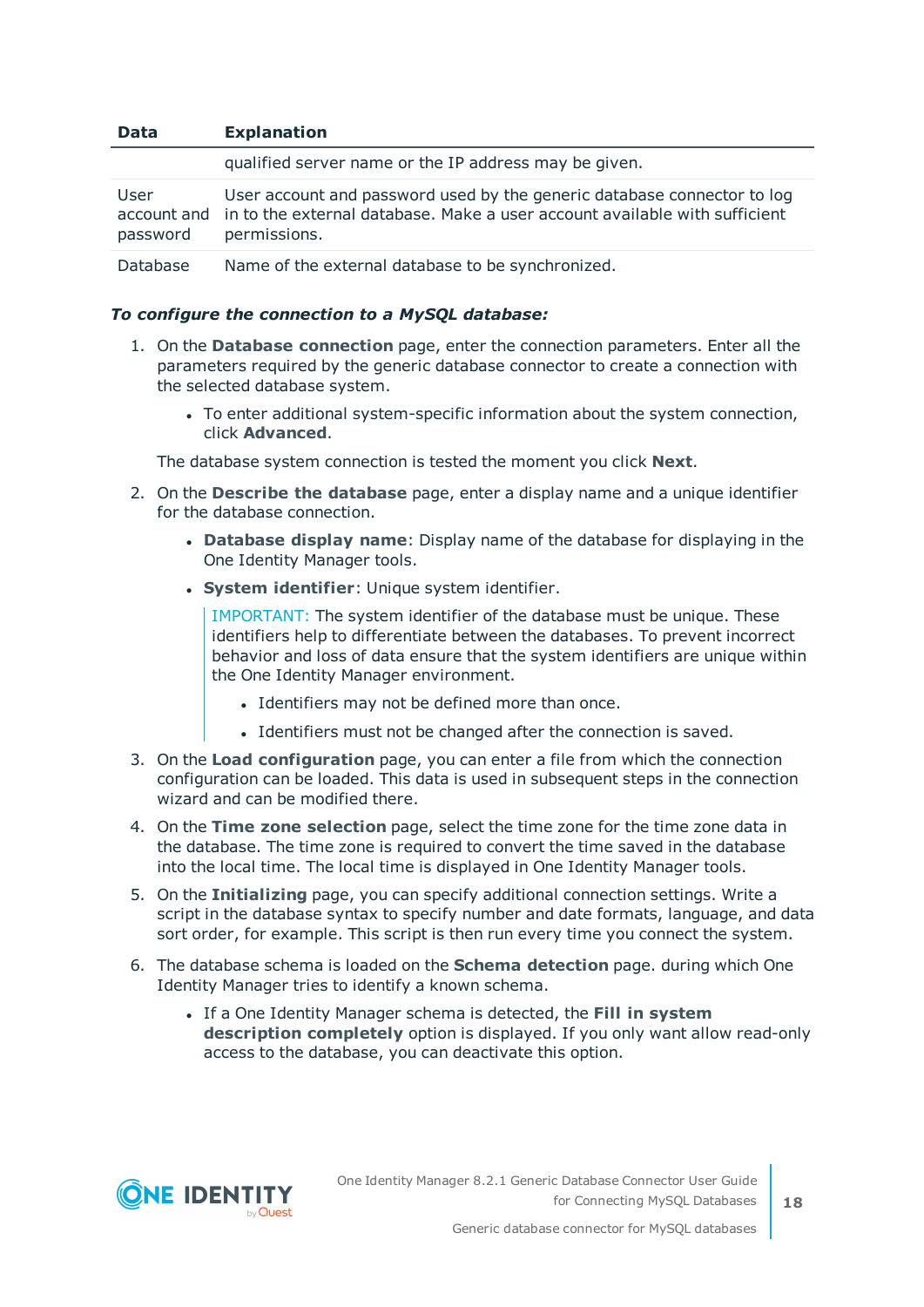| Data | Explanation |
|---|---|
| | qualified server name or the IP address may be given. |
| User account and password | User account and password used by the generic database connector to log in to the external database. Make a user account available with sufficient permissions. |
| Database | Name of the external database to be synchronized. |

***To configure the connection to a MySQL database:***

1. On the **Database connection** page, enter the connection parameters. Enter all the parameters required by the generic database connector to create a connection with the selected database system.

   - To enter additional system-specific information about the system connection, click **Advanced**.

   The database system connection is tested the moment you click **Next**.

2. On the **Describe the database** page, enter a display name and a unique identifier for the database connection.

   - **Database display name**: Display name of the database for displaying in the One Identity Manager tools.
   - **System identifier**: Unique system identifier.

     IMPORTANT: The system identifier of the database must be unique. These identifiers help to differentiate between the databases. To prevent incorrect behavior and loss of data ensure that the system identifiers are unique within the One Identity Manager environment.

     - Identifiers may not be defined more than once.
     - Identifiers must not be changed after the connection is saved.

3. On the **Load configuration** page, you can enter a file from which the connection configuration can be loaded. This data is used in subsequent steps in the connection wizard and can be modified there.

4. On the **Time zone selection** page, select the time zone for the time zone data in the database. The time zone is required to convert the time saved in the database into the local time. The local time is displayed in One Identity Manager tools.

5. On the **Initializing** page, you can specify additional connection settings. Write a script in the database syntax to specify number and date formats, language, and data sort order, for example. This script is then run every time you connect the system.

6. The database schema is loaded on the **Schema detection** page. during which One Identity Manager tries to identify a known schema.

   - If a One Identity Manager schema is detected, the **Fill in system description completely** option is displayed. If you only want allow read-only access to the database, you can deactivate this option.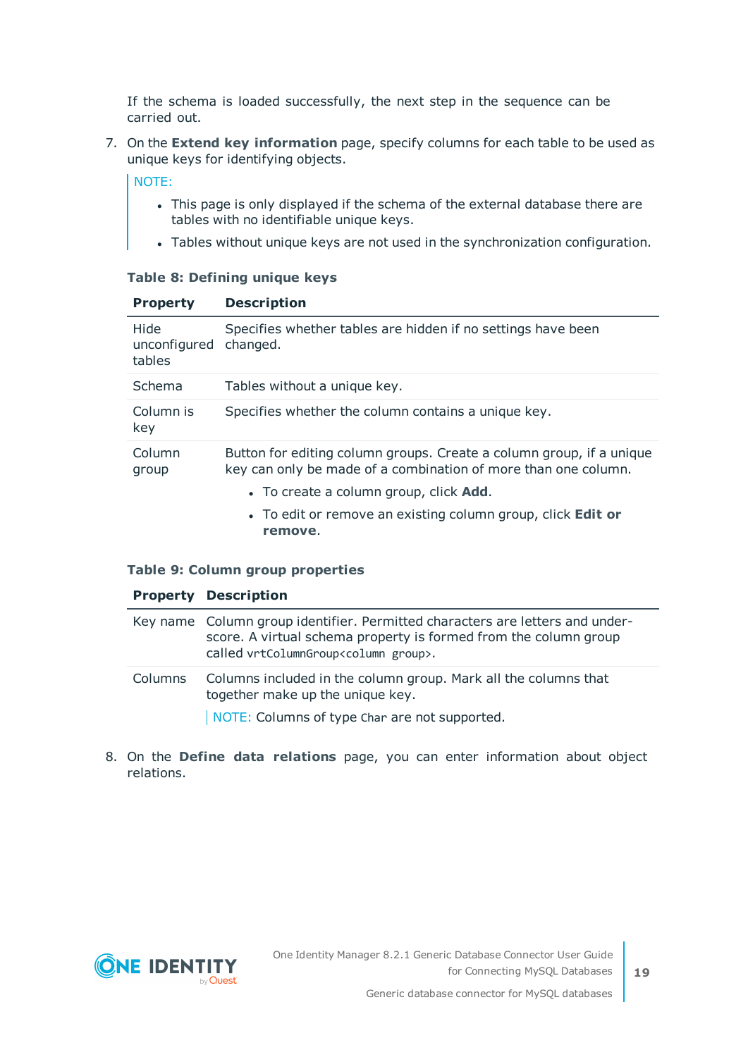If the schema is loaded successfully, the next step in the sequence can be carried out.

7. On the **Extend key information** page, specify columns for each table to be used as unique keys for identifying objects.

   NOTE:

   - This page is only displayed if the schema of the external database there are tables with no identifiable unique keys.
   - Tables without unique keys are not used in the synchronization configuration.

   **Table 8: Defining unique keys**

   | Property | Description |
   | --- | --- |
   | Hide unconfigured tables | Specifies whether tables are hidden if no settings have been changed. |
   | Schema | Tables without a unique key. |
   | Column is key | Specifies whether the column contains a unique key. |
   | Column group | Button for editing column groups. Create a column group, if a unique key can only be made of a combination of more than one column.<br>• To create a column group, click **Add**.<br>• To edit or remove an existing column group, click **Edit or remove**. |

   **Table 9: Column group properties**

   | Property | Description |
   | --- | --- |
   | Key name | Column group identifier. Permitted characters are letters and underscore. A virtual schema property is formed from the column group called `vrtColumnGroup<column group>`. |
   | Columns | Columns included in the column group. Mark all the columns that together make up the unique key.<br>NOTE: Columns of type `Char` are not supported. |

8. On the **Define data relations** page, you can enter information about object relations.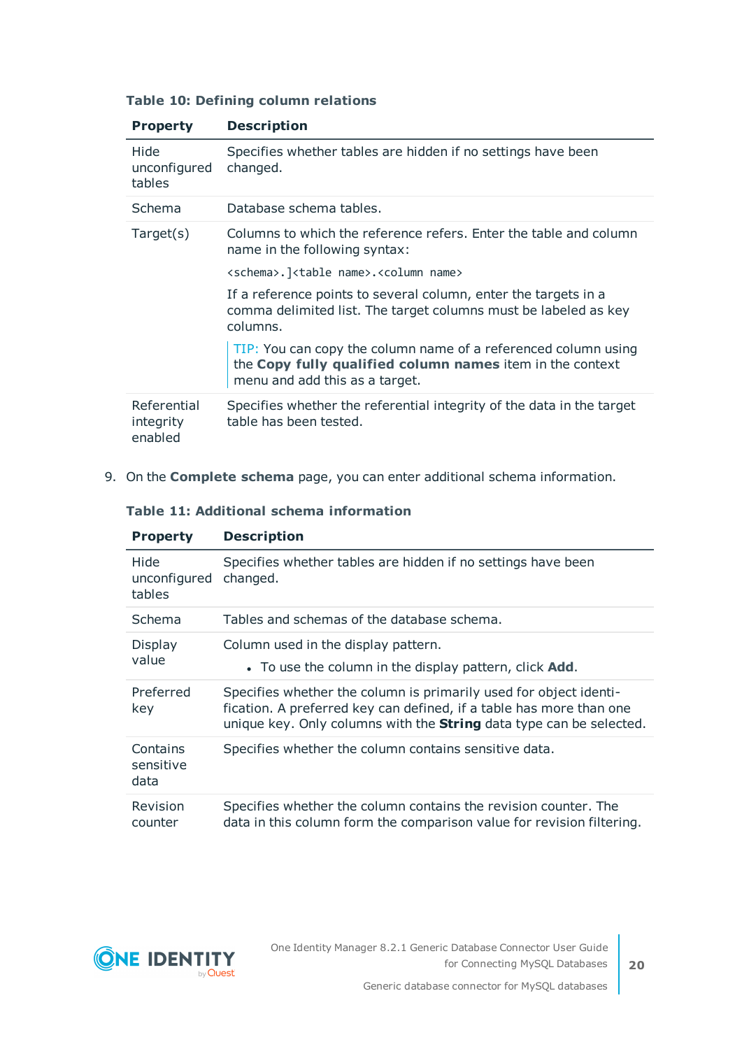**Table 10: Defining column relations**

| Property | Description |
| --- | --- |
| Hide unconfigured tables | Specifies whether tables are hidden if no settings have been changed. |
| Schema | Database schema tables. |
| Target(s) | Columns to which the reference refers. Enter the table and column name in the following syntax: `<schema>.]<table name>.<column name>` If a reference points to several column, enter the targets in a comma delimited list. The target columns must be labeled as key columns. TIP: You can copy the column name of a referenced column using the **Copy fully qualified column names** item in the context menu and add this as a target. |
| Referential integrity enabled | Specifies whether the referential integrity of the data in the target table has been tested. |

9. On the **Complete schema** page, you can enter additional schema information.

**Table 11: Additional schema information**

| Property | Description |
| --- | --- |
| Hide unconfigured tables | Specifies whether tables are hidden if no settings have been changed. |
| Schema | Tables and schemas of the database schema. |
| Display value | Column used in the display pattern. • To use the column in the display pattern, click **Add**. |
| Preferred key | Specifies whether the column is primarily used for object identification. A preferred key can defined, if a table has more than one unique key. Only columns with the **String** data type can be selected. |
| Contains sensitive data | Specifies whether the column contains sensitive data. |
| Revision counter | Specifies whether the column contains the revision counter. The data in this column form the comparison value for revision filtering. |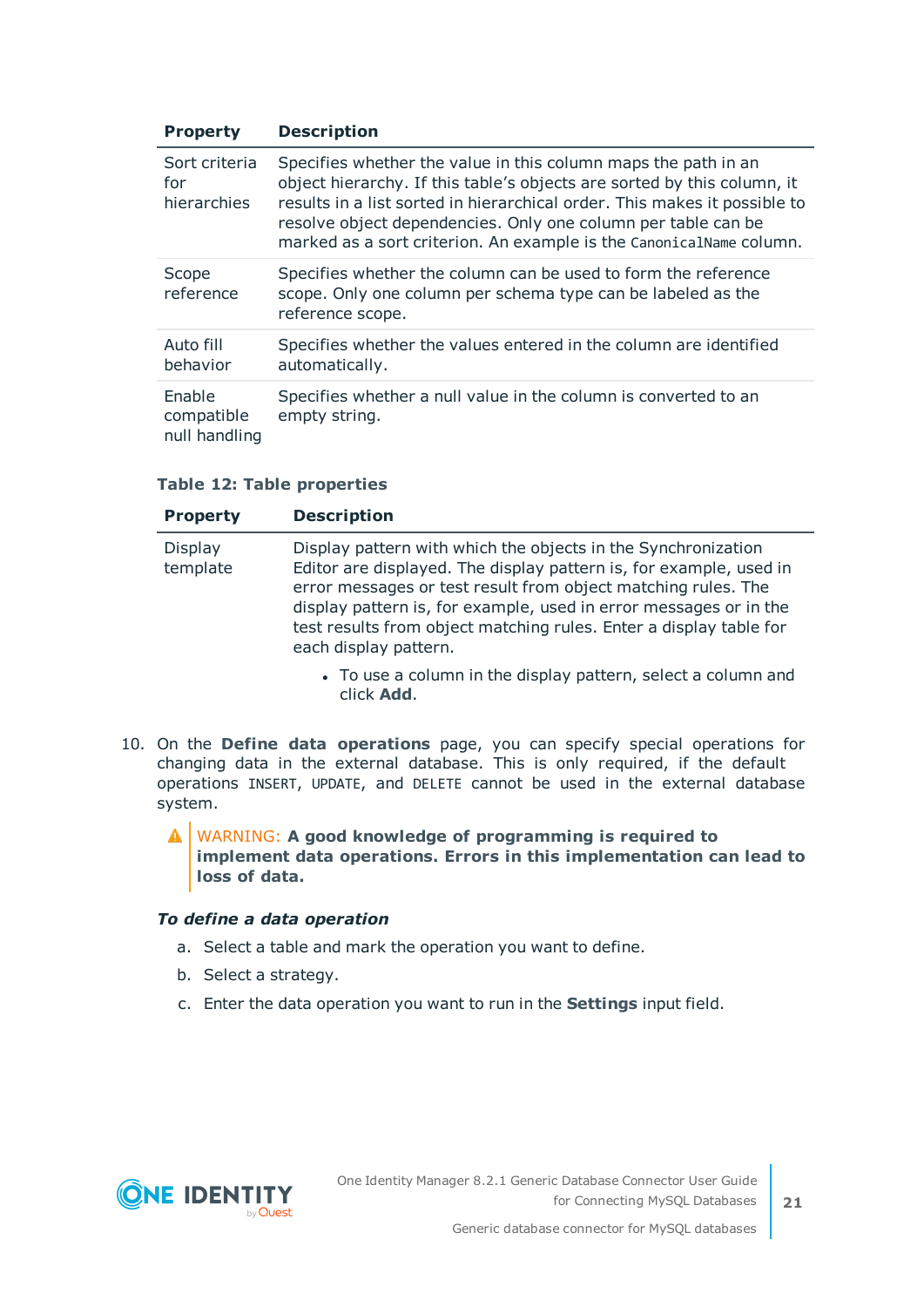| Property | Description |
|---|---|
| Sort criteria for hierarchies | Specifies whether the value in this column maps the path in an object hierarchy. If this table's objects are sorted by this column, it results in a list sorted in hierarchical order. This makes it possible to resolve object dependencies. Only one column per table can be marked as a sort criterion. An example is the `CanonicalName` column. |
| Scope reference | Specifies whether the column can be used to form the reference scope. Only one column per schema type can be labeled as the reference scope. |
| Auto fill behavior | Specifies whether the values entered in the column are identified automatically. |
| Enable compatible null handling | Specifies whether a null value in the column is converted to an empty string. |

**Table 12: Table properties**

| Property | Description |
|---|---|
| Display template | Display pattern with which the objects in the Synchronization Editor are displayed. The display pattern is, for example, used in error messages or test result from object matching rules. The display pattern is, for example, used in error messages or in the test results from object matching rules. Enter a display table for each display pattern.<br><br>• To use a column in the display pattern, select a column and click **Add**. |

10. On the **Define data operations** page, you can specify special operations for changing data in the external database. This is only required, if the default operations `INSERT`, `UPDATE`, and `DELETE` cannot be used in the external database system.

    WARNING: **A good knowledge of programming is required to implement data operations. Errors in this implementation can lead to loss of data.**

    ***To define a data operation***

    a. Select a table and mark the operation you want to define.

    b. Select a strategy.

    c. Enter the data operation you want to run in the **Settings** input field.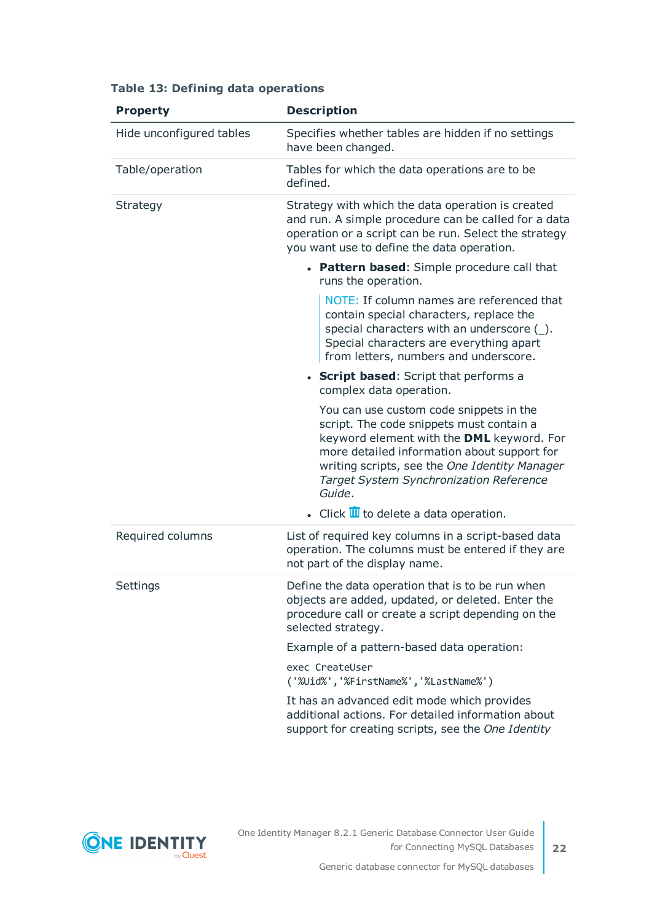**Table 13: Defining data operations**

| Property | Description |
| --- | --- |
| Hide unconfigured tables | Specifies whether tables are hidden if no settings have been changed. |
| Table/operation | Tables for which the data operations are to be defined. |
| Strategy | Strategy with which the data operation is created and run. A simple procedure can be called for a data operation or a script can be run. Select the strategy you want use to define the data operation.<br>• **Pattern based**: Simple procedure call that runs the operation.<br>NOTE: If column names are referenced that contain special characters, replace the special characters with an underscore (_). Special characters are everything apart from letters, numbers and underscore.<br>• **Script based**: Script that performs a complex data operation.<br>You can use custom code snippets in the script. The code snippets must contain a keyword element with the **DML** keyword. For more detailed information about support for writing scripts, see the *One Identity Manager Target System Synchronization Reference Guide*.<br>• Click 🗑 to delete a data operation. |
| Required columns | List of required key columns in a script-based data operation. The columns must be entered if they are not part of the display name. |
| Settings | Define the data operation that is to be run when objects are added, updated, or deleted. Enter the procedure call or create a script depending on the selected strategy.<br>Example of a pattern-based data operation:<br>`exec CreateUser ('%Uid%','%FirstName%','%LastName%')`<br>It has an advanced edit mode which provides additional actions. For detailed information about support for creating scripts, see the *One Identity* |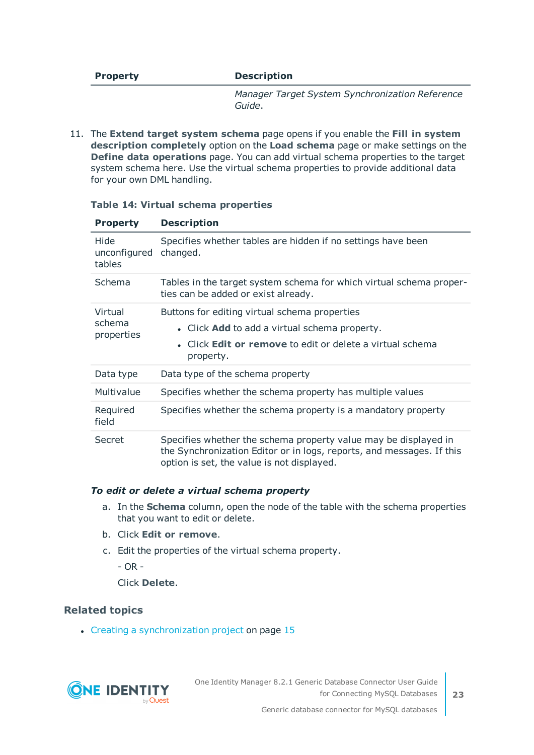| Property | Description |
|---|---|
| | *Manager Target System Synchronization Reference Guide*. |

11. The **Extend target system schema** page opens if you enable the **Fill in system description completely** option on the **Load schema** page or make settings on the **Define data operations** page. You can add virtual schema properties to the target system schema here. Use the virtual schema properties to provide additional data for your own DML handling.

**Table 14: Virtual schema properties**

| Property | Description |
|---|---|
| Hide unconfigured tables | Specifies whether tables are hidden if no settings have been changed. |
| Schema | Tables in the target system schema for which virtual schema properties can be added or exist already. |
| Virtual schema properties | Buttons for editing virtual schema properties<br>• Click **Add** to add a virtual schema property.<br>• Click **Edit or remove** to edit or delete a virtual schema property. |
| Data type | Data type of the schema property |
| Multivalue | Specifies whether the schema property has multiple values |
| Required field | Specifies whether the schema property is a mandatory property |
| Secret | Specifies whether the schema property value may be displayed in the Synchronization Editor or in logs, reports, and messages. If this option is set, the value is not displayed. |

***To edit or delete a virtual schema property***

a. In the **Schema** column, open the node of the table with the schema properties that you want to edit or delete.

b. Click **Edit or remove**.

c. Edit the properties of the virtual schema property.

   - OR -

   Click **Delete**.

## Related topics

- Creating a synchronization project on page 15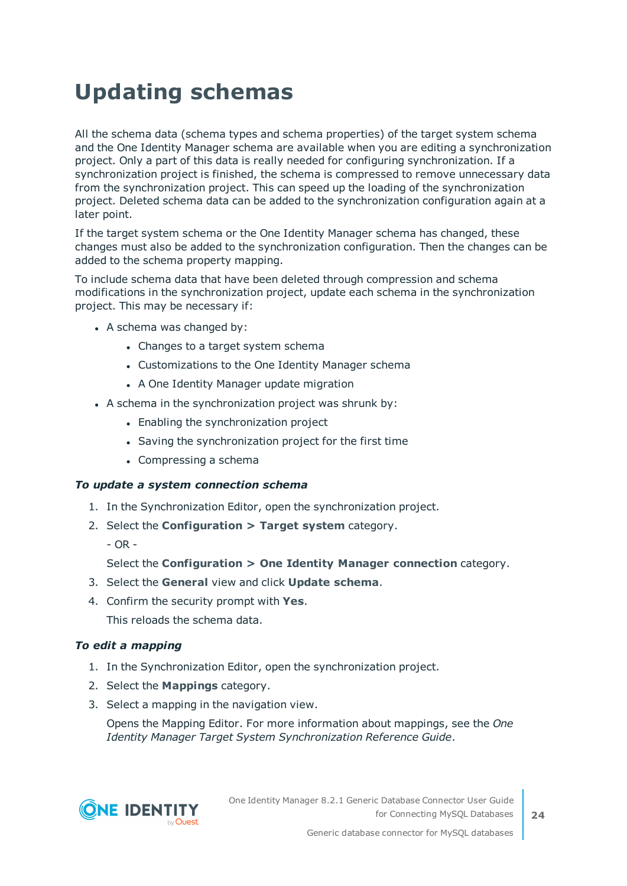# Updating schemas

All the schema data (schema types and schema properties) of the target system schema and the One Identity Manager schema are available when you are editing a synchronization project. Only a part of this data is really needed for configuring synchronization. If a synchronization project is finished, the schema is compressed to remove unnecessary data from the synchronization project. This can speed up the loading of the synchronization project. Deleted schema data can be added to the synchronization configuration again at a later point.

If the target system schema or the One Identity Manager schema has changed, these changes must also be added to the synchronization configuration. Then the changes can be added to the schema property mapping.

To include schema data that have been deleted through compression and schema modifications in the synchronization project, update each schema in the synchronization project. This may be necessary if:

- A schema was changed by:
  - Changes to a target system schema
  - Customizations to the One Identity Manager schema
  - A One Identity Manager update migration
- A schema in the synchronization project was shrunk by:
  - Enabling the synchronization project
  - Saving the synchronization project for the first time
  - Compressing a schema

***To update a system connection schema***

1. In the Synchronization Editor, open the synchronization project.
2. Select the **Configuration > Target system** category.

   - OR -

   Select the **Configuration > One Identity Manager connection** category.
3. Select the **General** view and click **Update schema**.
4. Confirm the security prompt with **Yes**.

   This reloads the schema data.

***To edit a mapping***

1. In the Synchronization Editor, open the synchronization project.
2. Select the **Mappings** category.
3. Select a mapping in the navigation view.

   Opens the Mapping Editor. For more information about mappings, see the *One Identity Manager Target System Synchronization Reference Guide*.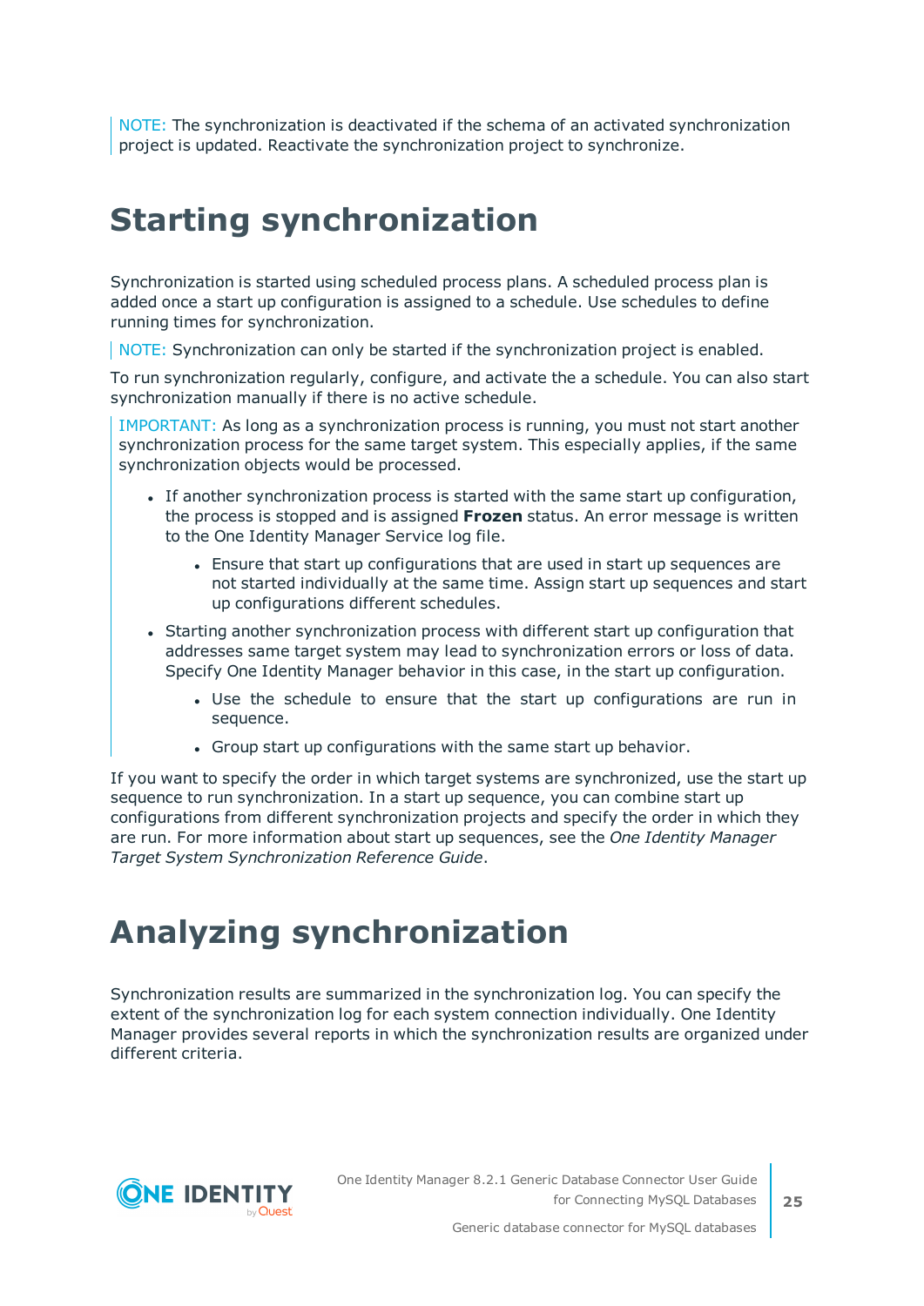NOTE: The synchronization is deactivated if the schema of an activated synchronization project is updated. Reactivate the synchronization project to synchronize.

# Starting synchronization

Synchronization is started using scheduled process plans. A scheduled process plan is added once a start up configuration is assigned to a schedule. Use schedules to define running times for synchronization.

NOTE: Synchronization can only be started if the synchronization project is enabled.

To run synchronization regularly, configure, and activate the a schedule. You can also start synchronization manually if there is no active schedule.

IMPORTANT: As long as a synchronization process is running, you must not start another synchronization process for the same target system. This especially applies, if the same synchronization objects would be processed.

- If another synchronization process is started with the same start up configuration, the process is stopped and is assigned **Frozen** status. An error message is written to the One Identity Manager Service log file.
    - Ensure that start up configurations that are used in start up sequences are not started individually at the same time. Assign start up sequences and start up configurations different schedules.
- Starting another synchronization process with different start up configuration that addresses same target system may lead to synchronization errors or loss of data. Specify One Identity Manager behavior in this case, in the start up configuration.
    - Use the schedule to ensure that the start up configurations are run in sequence.
    - Group start up configurations with the same start up behavior.

If you want to specify the order in which target systems are synchronized, use the start up sequence to run synchronization. In a start up sequence, you can combine start up configurations from different synchronization projects and specify the order in which they are run. For more information about start up sequences, see the *One Identity Manager Target System Synchronization Reference Guide*.

# Analyzing synchronization

Synchronization results are summarized in the synchronization log. You can specify the extent of the synchronization log for each system connection individually. One Identity Manager provides several reports in which the synchronization results are organized under different criteria.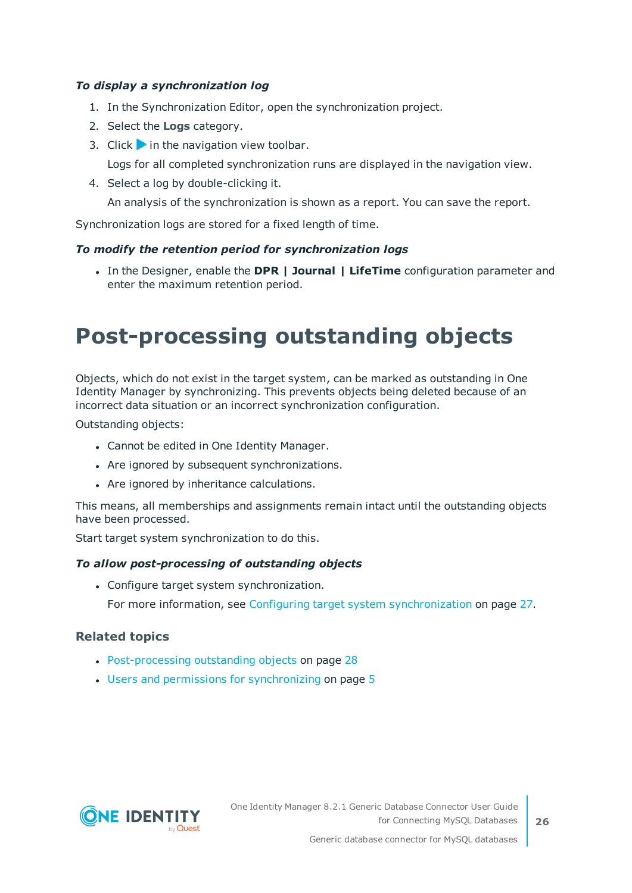*To display a synchronization log*

1. In the Synchronization Editor, open the synchronization project.
2. Select the **Logs** category.
3. Click ▶ in the navigation view toolbar.

   Logs for all completed synchronization runs are displayed in the navigation view.
4. Select a log by double-clicking it.

   An analysis of the synchronization is shown as a report. You can save the report.

Synchronization logs are stored for a fixed length of time.

*To modify the retention period for synchronization logs*

- In the Designer, enable the **DPR | Journal | LifeTime** configuration parameter and enter the maximum retention period.

# Post-processing outstanding objects

Objects, which do not exist in the target system, can be marked as outstanding in One Identity Manager by synchronizing. This prevents objects being deleted because of an incorrect data situation or an incorrect synchronization configuration.

Outstanding objects:

- Cannot be edited in One Identity Manager.
- Are ignored by subsequent synchronizations.
- Are ignored by inheritance calculations.

This means, all memberships and assignments remain intact until the outstanding objects have been processed.

Start target system synchronization to do this.

*To allow post-processing of outstanding objects*

- Configure target system synchronization.

  For more information, see Configuring target system synchronization on page 27.

### Related topics

- Post-processing outstanding objects on page 28
- Users and permissions for synchronizing on page 5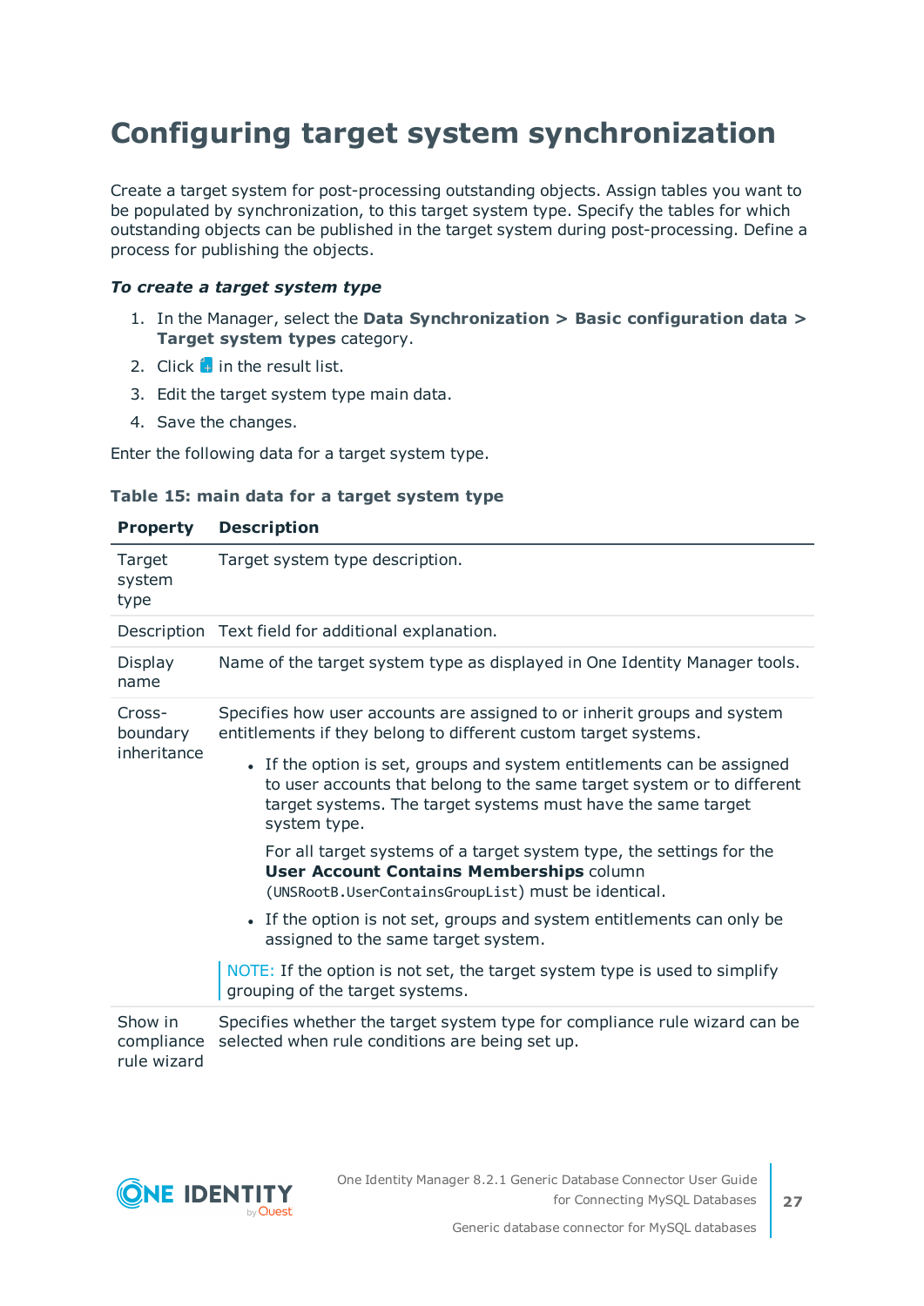# Configuring target system synchronization

Create a target system for post-processing outstanding objects. Assign tables you want to be populated by synchronization, to this target system type. Specify the tables for which outstanding objects can be published in the target system during post-processing. Define a process for publishing the objects.

***To create a target system type***

1. In the Manager, select the **Data Synchronization > Basic configuration data > Target system types** category.
2. Click in the result list.
3. Edit the target system type main data.
4. Save the changes.

Enter the following data for a target system type.

**Table 15: main data for a target system type**

| Property | Description |
|---|---|
| Target system type | Target system type description. |
| Description | Text field for additional explanation. |
| Display name | Name of the target system type as displayed in One Identity Manager tools. |
| Cross-boundary inheritance | Specifies how user accounts are assigned to or inherit groups and system entitlements if they belong to different custom target systems.<br><br>• If the option is set, groups and system entitlements can be assigned to user accounts that belong to the same target system or to different target systems. The target systems must have the same target system type.<br><br>For all target systems of a target system type, the settings for the **User Account Contains Memberships** column (`UNSRootB.UserContainsGroupList`) must be identical.<br><br>• If the option is not set, groups and system entitlements can only be assigned to the same target system.<br><br>NOTE: If the option is not set, the target system type is used to simplify grouping of the target systems. |
| Show in compliance rule wizard | Specifies whether the target system type for compliance rule wizard can be selected when rule conditions are being set up. |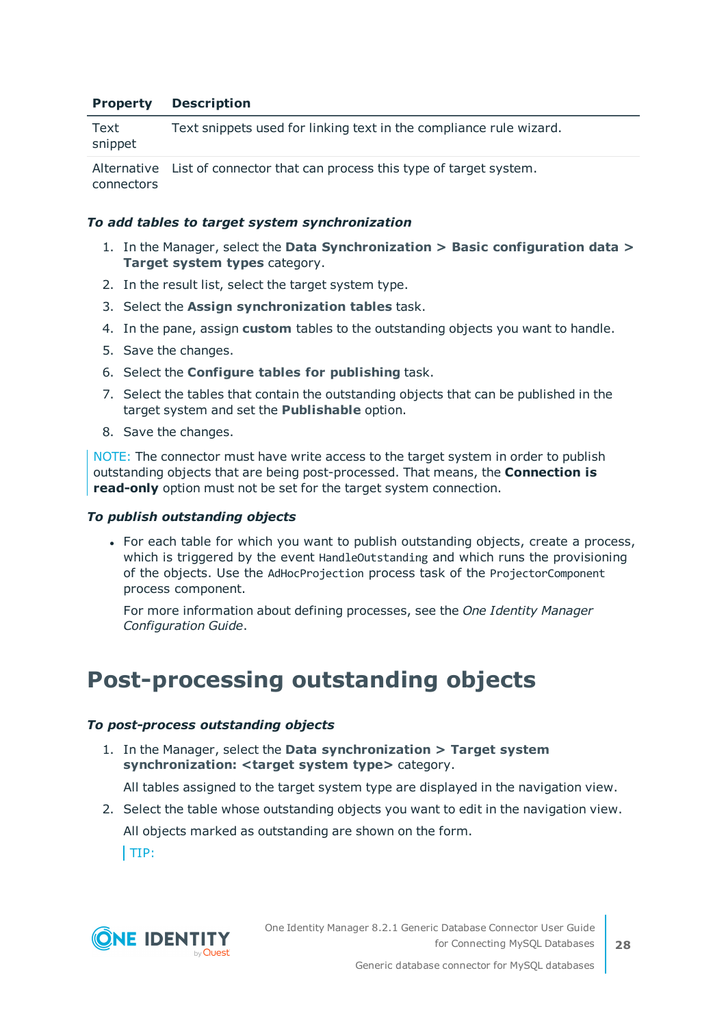| Property | Description |
| --- | --- |
| Text snippet | Text snippets used for linking text in the compliance rule wizard. |
| Alternative connectors | List of connector that can process this type of target system. |

***To add tables to target system synchronization***

1. In the Manager, select the **Data Synchronization > Basic configuration data > Target system types** category.
2. In the result list, select the target system type.
3. Select the **Assign synchronization tables** task.
4. In the pane, assign **custom** tables to the outstanding objects you want to handle.
5. Save the changes.
6. Select the **Configure tables for publishing** task.
7. Select the tables that contain the outstanding objects that can be published in the target system and set the **Publishable** option.
8. Save the changes.

NOTE: The connector must have write access to the target system in order to publish outstanding objects that are being post-processed. That means, the **Connection is read-only** option must not be set for the target system connection.

***To publish outstanding objects***

- For each table for which you want to publish outstanding objects, create a process, which is triggered by the event `HandleOutstanding` and which runs the provisioning of the objects. Use the `AdHocProjection` process task of the `ProjectorComponent` process component.

  For more information about defining processes, see the *One Identity Manager Configuration Guide*.

# Post-processing outstanding objects

***To post-process outstanding objects***

1. In the Manager, select the **Data synchronization > Target system synchronization: <target system type>** category.

   All tables assigned to the target system type are displayed in the navigation view.
2. Select the table whose outstanding objects you want to edit in the navigation view.

   All objects marked as outstanding are shown on the form.

   TIP: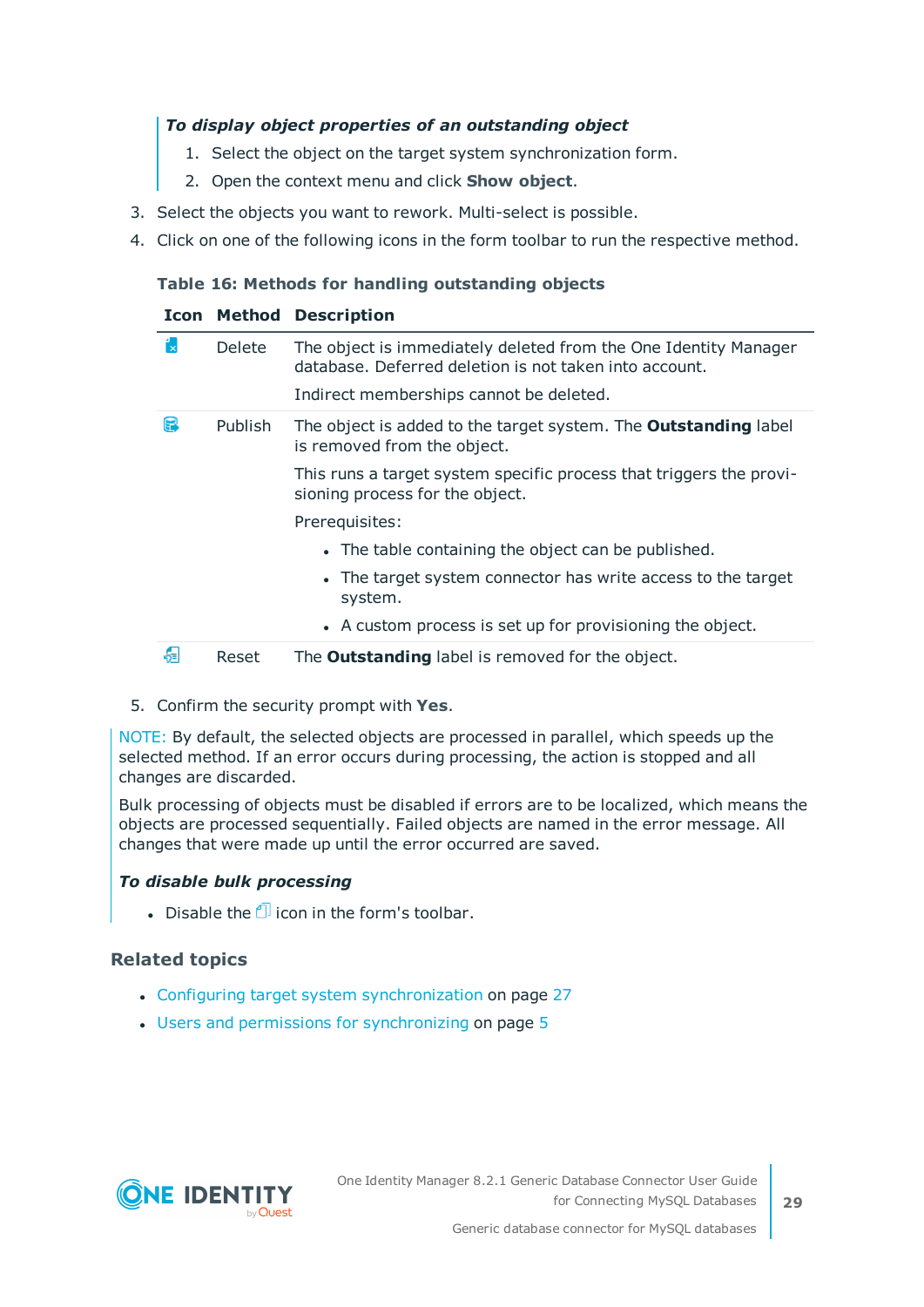***To display object properties of an outstanding object***

1. Select the object on the target system synchronization form.
2. Open the context menu and click **Show object**.

3. Select the objects you want to rework. Multi-select is possible.
4. Click on one of the following icons in the form toolbar to run the respective method.

**Table 16: Methods for handling outstanding objects**

| Icon | Method | Description |
|---|---|---|
| | Delete | The object is immediately deleted from the One Identity Manager database. Deferred deletion is not taken into account.<br><br>Indirect memberships cannot be deleted. |
| | Publish | The object is added to the target system. The **Outstanding** label is removed from the object.<br><br>This runs a target system specific process that triggers the provisioning process for the object.<br><br>Prerequisites:<br>• The table containing the object can be published.<br>• The target system connector has write access to the target system.<br>• A custom process is set up for provisioning the object. |
| | Reset | The **Outstanding** label is removed for the object. |

5. Confirm the security prompt with **Yes**.

NOTE: By default, the selected objects are processed in parallel, which speeds up the selected method. If an error occurs during processing, the action is stopped and all changes are discarded.

Bulk processing of objects must be disabled if errors are to be localized, which means the objects are processed sequentially. Failed objects are named in the error message. All changes that were made up until the error occurred are saved.

***To disable bulk processing***

- Disable the icon in the form's toolbar.

### Related topics

- Configuring target system synchronization on page 27
- Users and permissions for synchronizing on page 5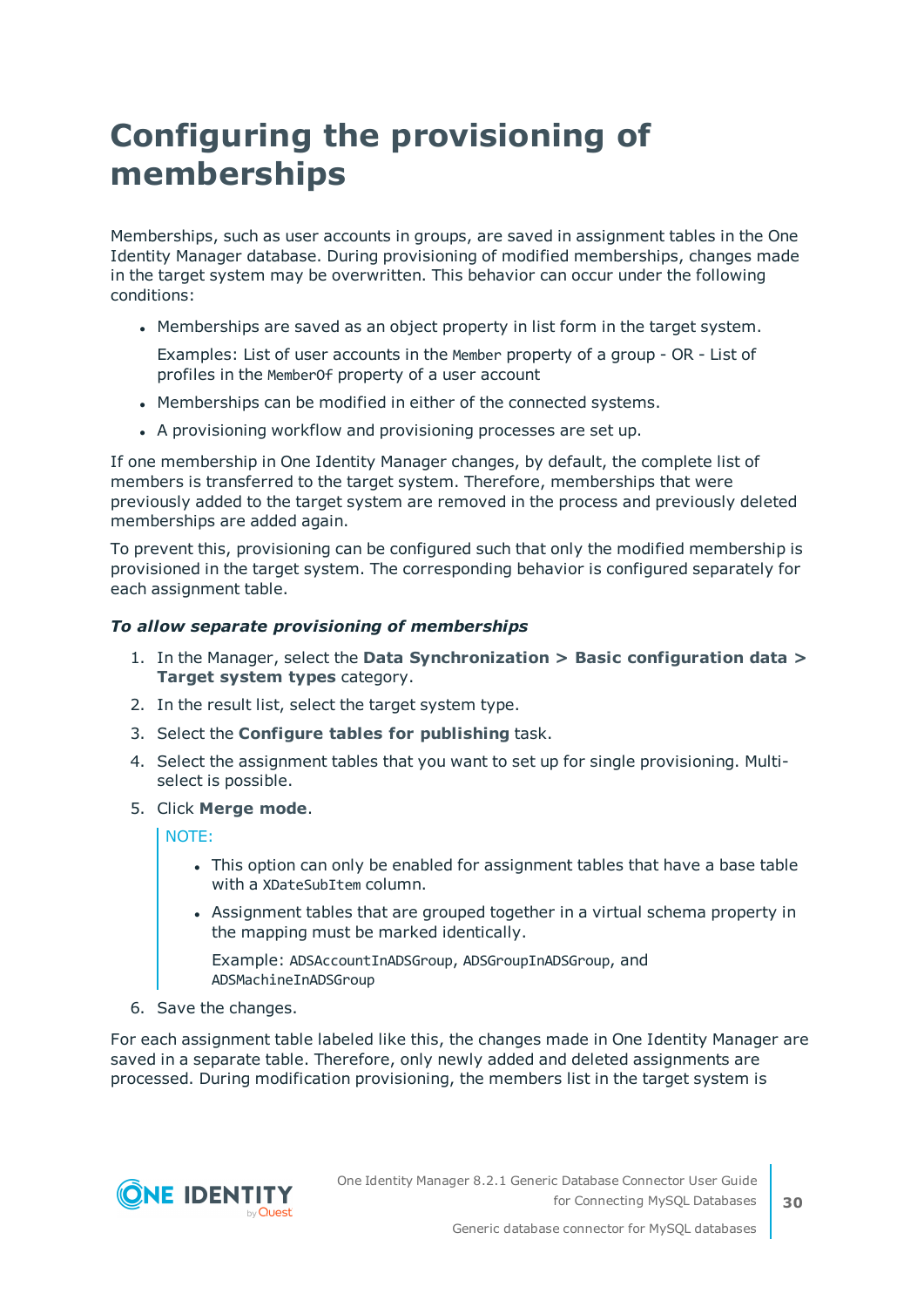# Configuring the provisioning of memberships

Memberships, such as user accounts in groups, are saved in assignment tables in the One Identity Manager database. During provisioning of modified memberships, changes made in the target system may be overwritten. This behavior can occur under the following conditions:

- Memberships are saved as an object property in list form in the target system.

  Examples: List of user accounts in the `Member` property of a group - OR - List of profiles in the `MemberOf` property of a user account
- Memberships can be modified in either of the connected systems.
- A provisioning workflow and provisioning processes are set up.

If one membership in One Identity Manager changes, by default, the complete list of members is transferred to the target system. Therefore, memberships that were previously added to the target system are removed in the process and previously deleted memberships are added again.

To prevent this, provisioning can be configured such that only the modified membership is provisioned in the target system. The corresponding behavior is configured separately for each assignment table.

***To allow separate provisioning of memberships***

1. In the Manager, select the **Data Synchronization > Basic configuration data > Target system types** category.
2. In the result list, select the target system type.
3. Select the **Configure tables for publishing** task.
4. Select the assignment tables that you want to set up for single provisioning. Multi-select is possible.
5. Click **Merge mode**.

   NOTE:

   - This option can only be enabled for assignment tables that have a base table with a `XDateSubItem` column.
   - Assignment tables that are grouped together in a virtual schema property in the mapping must be marked identically.

     Example: `ADSAccountInADSGroup`, `ADSGroupInADSGroup`, and `ADSMachineInADSGroup`
6. Save the changes.

For each assignment table labeled like this, the changes made in One Identity Manager are saved in a separate table. Therefore, only newly added and deleted assignments are processed. During modification provisioning, the members list in the target system is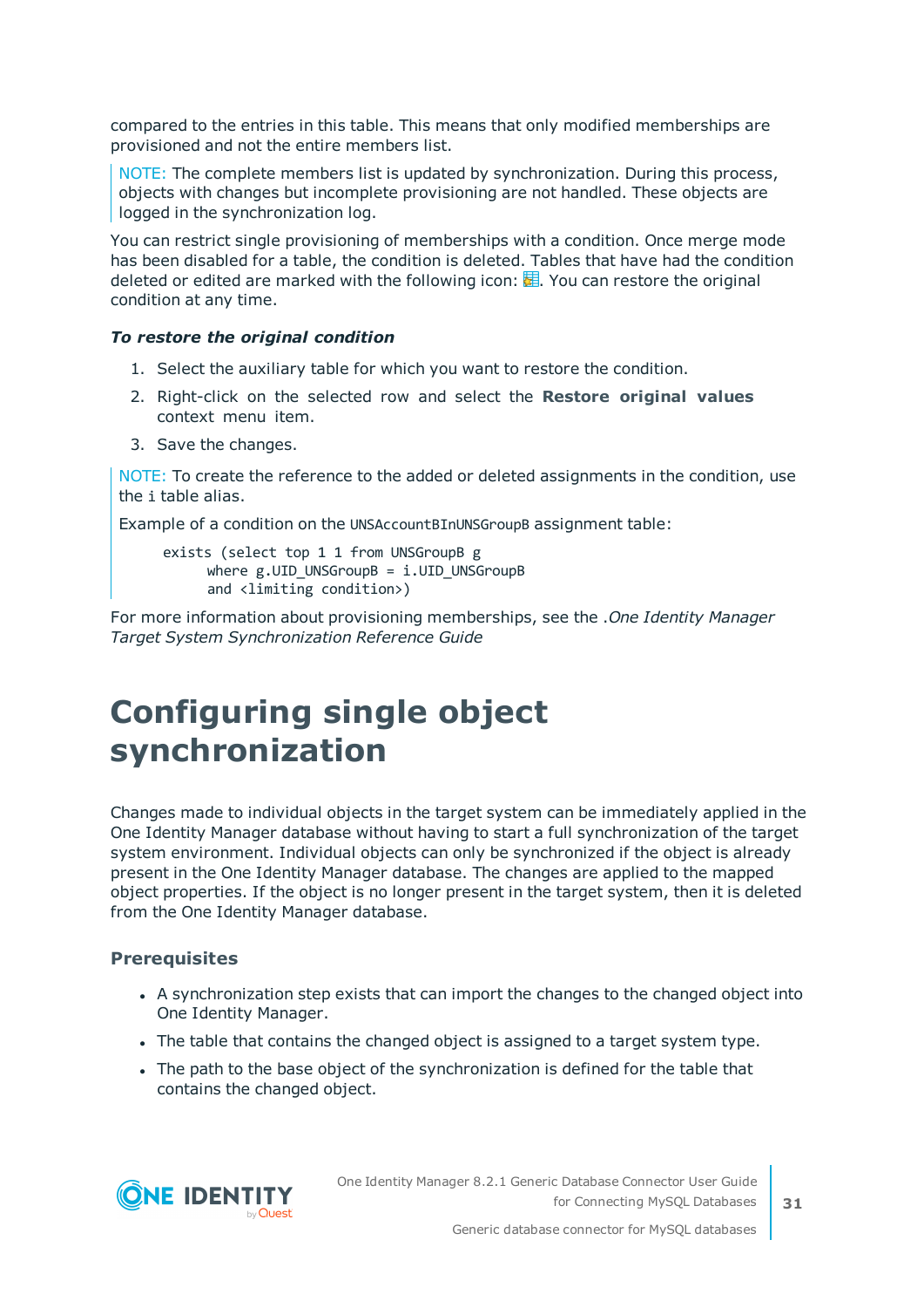compared to the entries in this table. This means that only modified memberships are provisioned and not the entire members list.

> NOTE: The complete members list is updated by synchronization. During this process, objects with changes but incomplete provisioning are not handled. These objects are logged in the synchronization log.

You can restrict single provisioning of memberships with a condition. Once merge mode has been disabled for a table, the condition is deleted. Tables that have had the condition deleted or edited are marked with the following icon: . You can restore the original condition at any time.

***To restore the original condition***

1. Select the auxiliary table for which you want to restore the condition.
2. Right-click on the selected row and select the **Restore original values** context menu item.
3. Save the changes.

> NOTE: To create the reference to the added or deleted assignments in the condition, use the `i` table alias.
>
> Example of a condition on the `UNSAccountBInUNSGroupB` assignment table:
>
> ```
> exists (select top 1 1 from UNSGroupB g
>       where g.UID_UNSGroupB = i.UID_UNSGroupB
>       and <limiting condition>)
> ```

For more information about provisioning memberships, see the *.One Identity Manager Target System Synchronization Reference Guide*

# Configuring single object synchronization

Changes made to individual objects in the target system can be immediately applied in the One Identity Manager database without having to start a full synchronization of the target system environment. Individual objects can only be synchronized if the object is already present in the One Identity Manager database. The changes are applied to the mapped object properties. If the object is no longer present in the target system, then it is deleted from the One Identity Manager database.

### Prerequisites

- A synchronization step exists that can import the changes to the changed object into One Identity Manager.
- The table that contains the changed object is assigned to a target system type.
- The path to the base object of the synchronization is defined for the table that contains the changed object.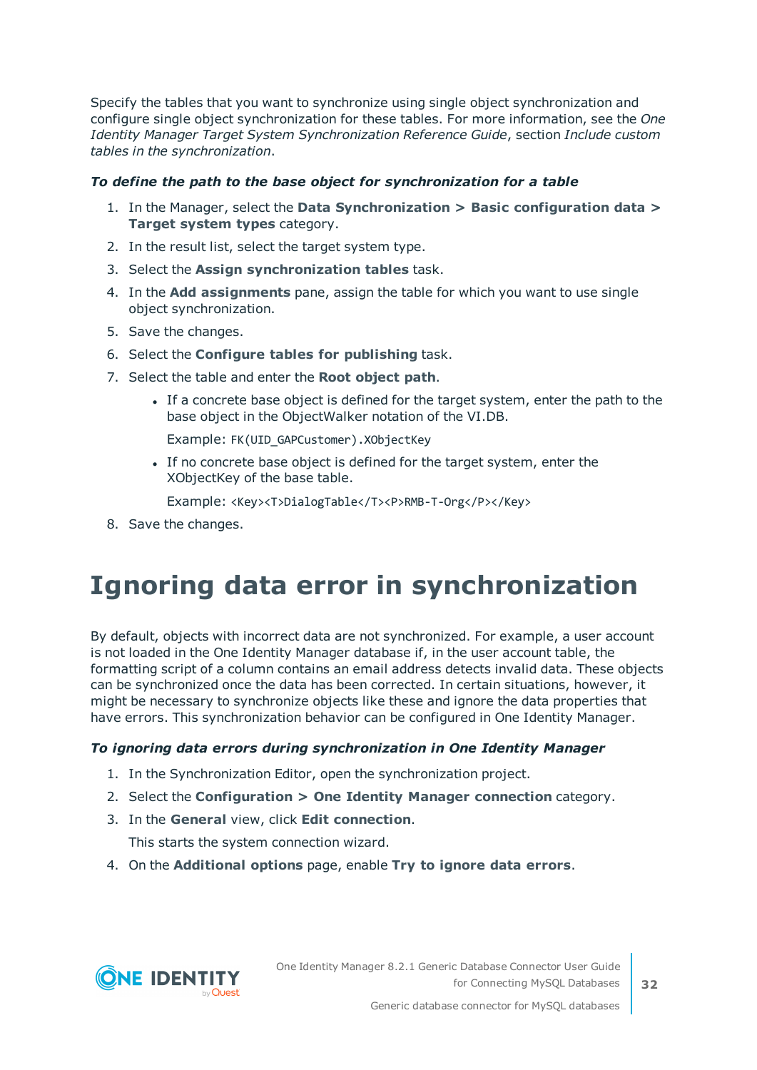Specify the tables that you want to synchronize using single object synchronization and configure single object synchronization for these tables. For more information, see the *One Identity Manager Target System Synchronization Reference Guide*, section *Include custom tables in the synchronization*.

***To define the path to the base object for synchronization for a table***

1. In the Manager, select the **Data Synchronization > Basic configuration data > Target system types** category.
2. In the result list, select the target system type.
3. Select the **Assign synchronization tables** task.
4. In the **Add assignments** pane, assign the table for which you want to use single object synchronization.
5. Save the changes.
6. Select the **Configure tables for publishing** task.
7. Select the table and enter the **Root object path**.
   - If a concrete base object is defined for the target system, enter the path to the base object in the ObjectWalker notation of the VI.DB.

     Example: `FK(UID_GAPCustomer).XObjectKey`
   - If no concrete base object is defined for the target system, enter the XObjectKey of the base table.

     Example: `<Key><T>DialogTable</T><P>RMB-T-Org</P></Key>`
8. Save the changes.

# Ignoring data error in synchronization

By default, objects with incorrect data are not synchronized. For example, a user account is not loaded in the One Identity Manager database if, in the user account table, the formatting script of a column contains an email address detects invalid data. These objects can be synchronized once the data has been corrected. In certain situations, however, it might be necessary to synchronize objects like these and ignore the data properties that have errors. This synchronization behavior can be configured in One Identity Manager.

***To ignoring data errors during synchronization in One Identity Manager***

1. In the Synchronization Editor, open the synchronization project.
2. Select the **Configuration > One Identity Manager connection** category.
3. In the **General** view, click **Edit connection**.

   This starts the system connection wizard.
4. On the **Additional options** page, enable **Try to ignore data errors**.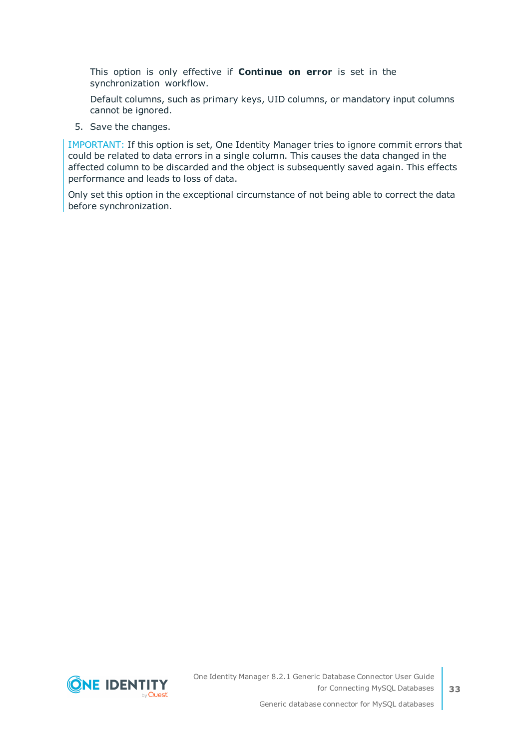This option is only effective if **Continue on error** is set in the synchronization workflow.

Default columns, such as primary keys, UID columns, or mandatory input columns cannot be ignored.

5. Save the changes.

IMPORTANT: If this option is set, One Identity Manager tries to ignore commit errors that could be related to data errors in a single column. This causes the data changed in the affected column to be discarded and the object is subsequently saved again. This effects performance and leads to loss of data.

Only set this option in the exceptional circumstance of not being able to correct the data before synchronization.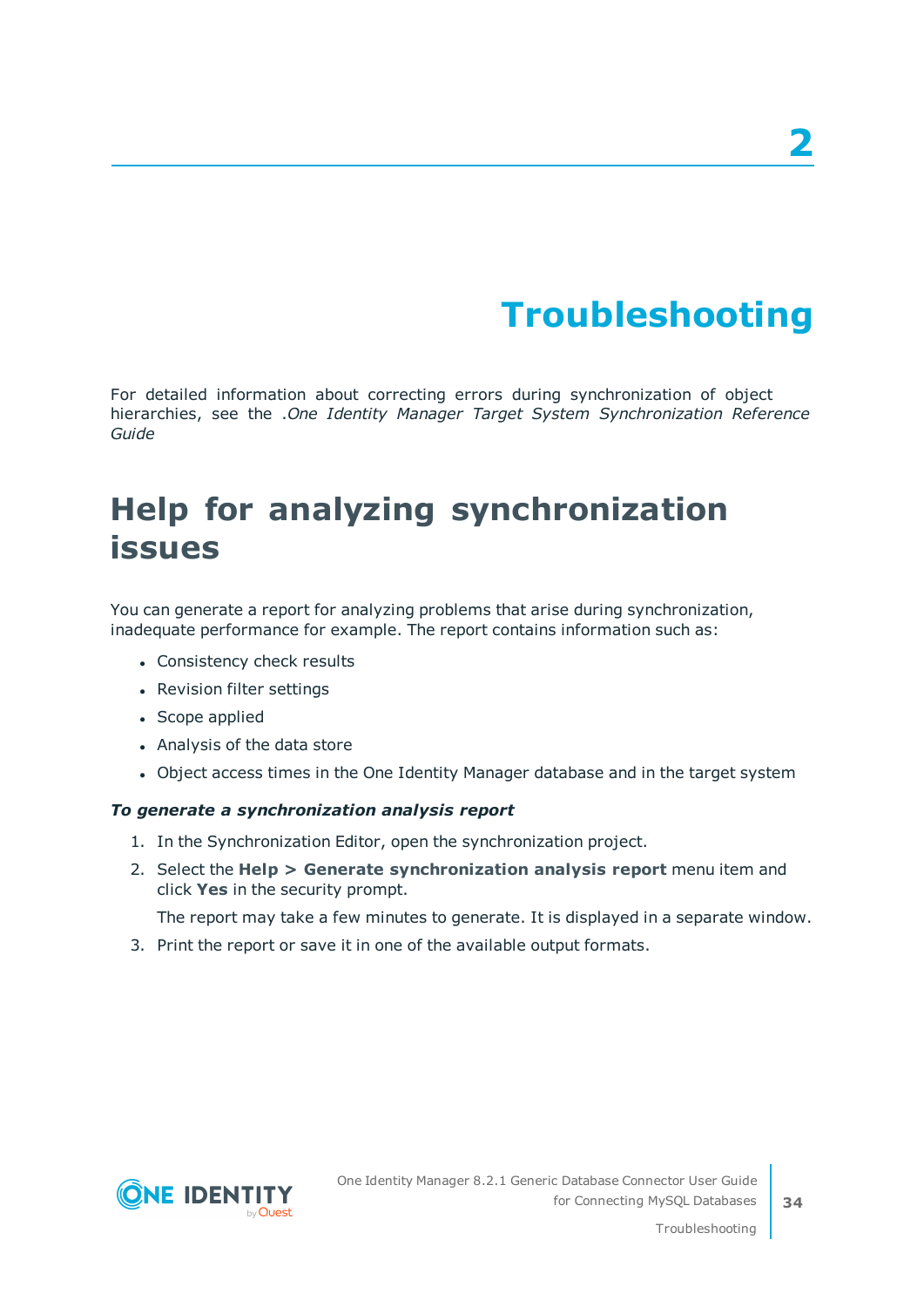# 2

# Troubleshooting

For detailed information about correcting errors during synchronization of object hierarchies, see the .*One Identity Manager Target System Synchronization Reference Guide*

## Help for analyzing synchronization issues

You can generate a report for analyzing problems that arise during synchronization, inadequate performance for example. The report contains information such as:

- Consistency check results
- Revision filter settings
- Scope applied
- Analysis of the data store
- Object access times in the One Identity Manager database and in the target system

***To generate a synchronization analysis report***

1. In the Synchronization Editor, open the synchronization project.
2. Select the **Help > Generate synchronization analysis report** menu item and click **Yes** in the security prompt.

   The report may take a few minutes to generate. It is displayed in a separate window.
3. Print the report or save it in one of the available output formats.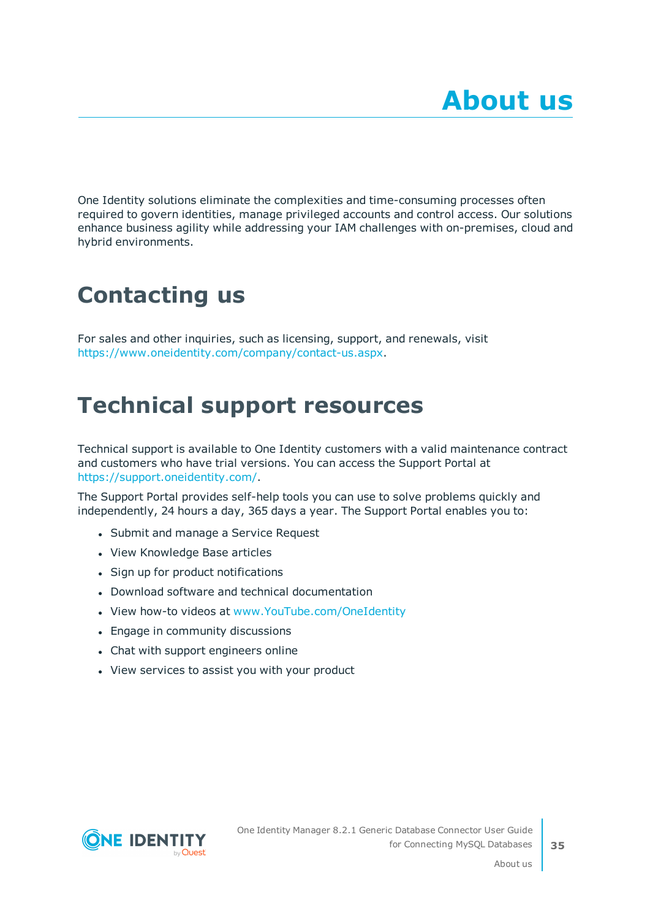# About us

One Identity solutions eliminate the complexities and time-consuming processes often required to govern identities, manage privileged accounts and control access. Our solutions enhance business agility while addressing your IAM challenges with on-premises, cloud and hybrid environments.

## Contacting us

For sales and other inquiries, such as licensing, support, and renewals, visit https://www.oneidentity.com/company/contact-us.aspx.

## Technical support resources

Technical support is available to One Identity customers with a valid maintenance contract and customers who have trial versions. You can access the Support Portal at https://support.oneidentity.com/.

The Support Portal provides self-help tools you can use to solve problems quickly and independently, 24 hours a day, 365 days a year. The Support Portal enables you to:

- Submit and manage a Service Request
- View Knowledge Base articles
- Sign up for product notifications
- Download software and technical documentation
- View how-to videos at www.YouTube.com/OneIdentity
- Engage in community discussions
- Chat with support engineers online
- View services to assist you with your product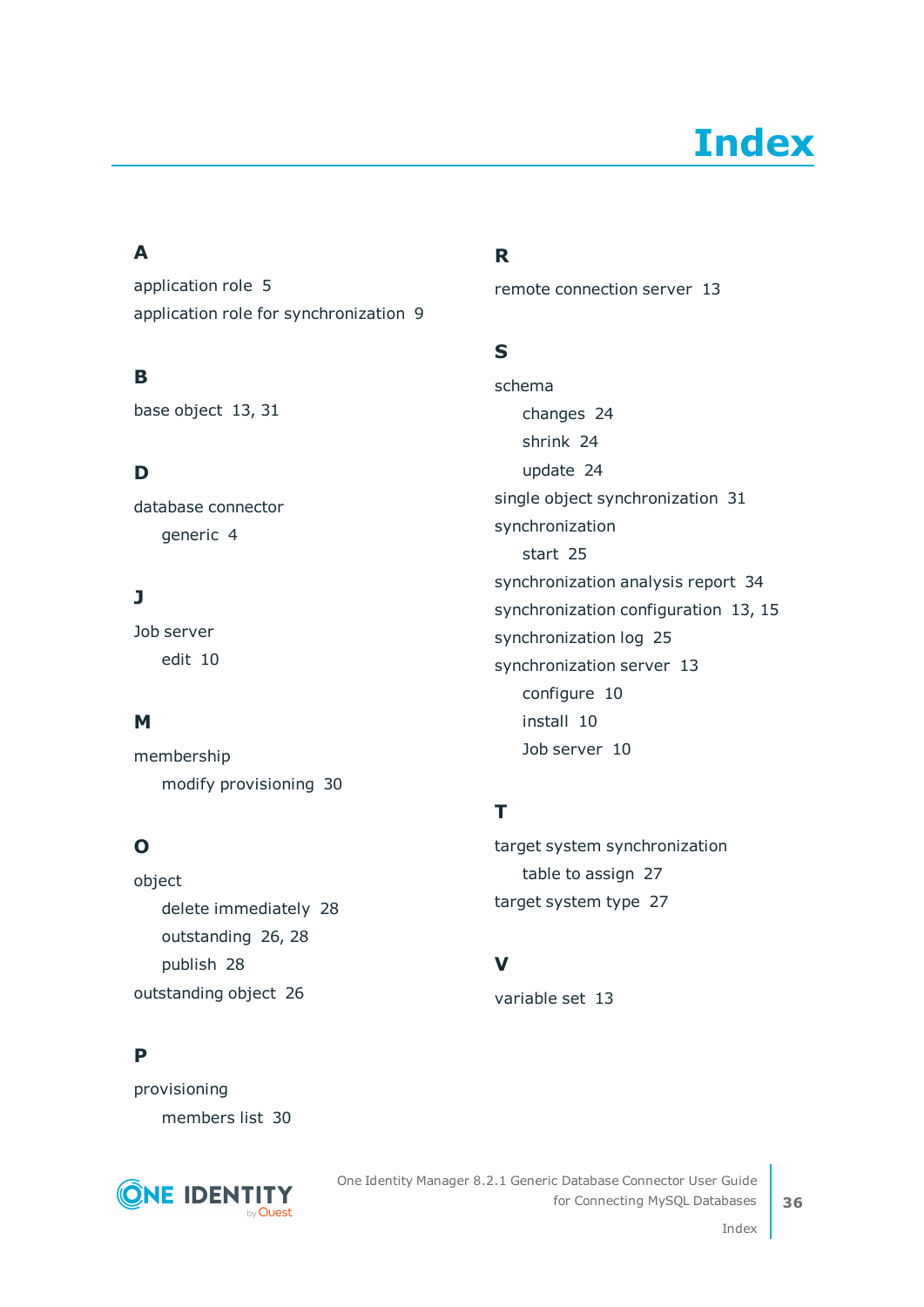# Index

## A

application role 5

application role for synchronization 9

## B

base object 13, 31

## D

database connector

- generic 4

## J

Job server

- edit 10

## M

membership

- modify provisioning 30

## O

object

- delete immediately 28
- outstanding 26, 28
- publish 28

outstanding object 26

## P

provisioning

- members list 30

## R

remote connection server 13

## S

schema

- changes 24
- shrink 24
- update 24

single object synchronization 31

synchronization

- start 25

synchronization analysis report 34

synchronization configuration 13, 15

synchronization log 25

synchronization server 13

- configure 10
- install 10
- Job server 10

## T

target system synchronization

- table to assign 27

target system type 27

## V

variable set 13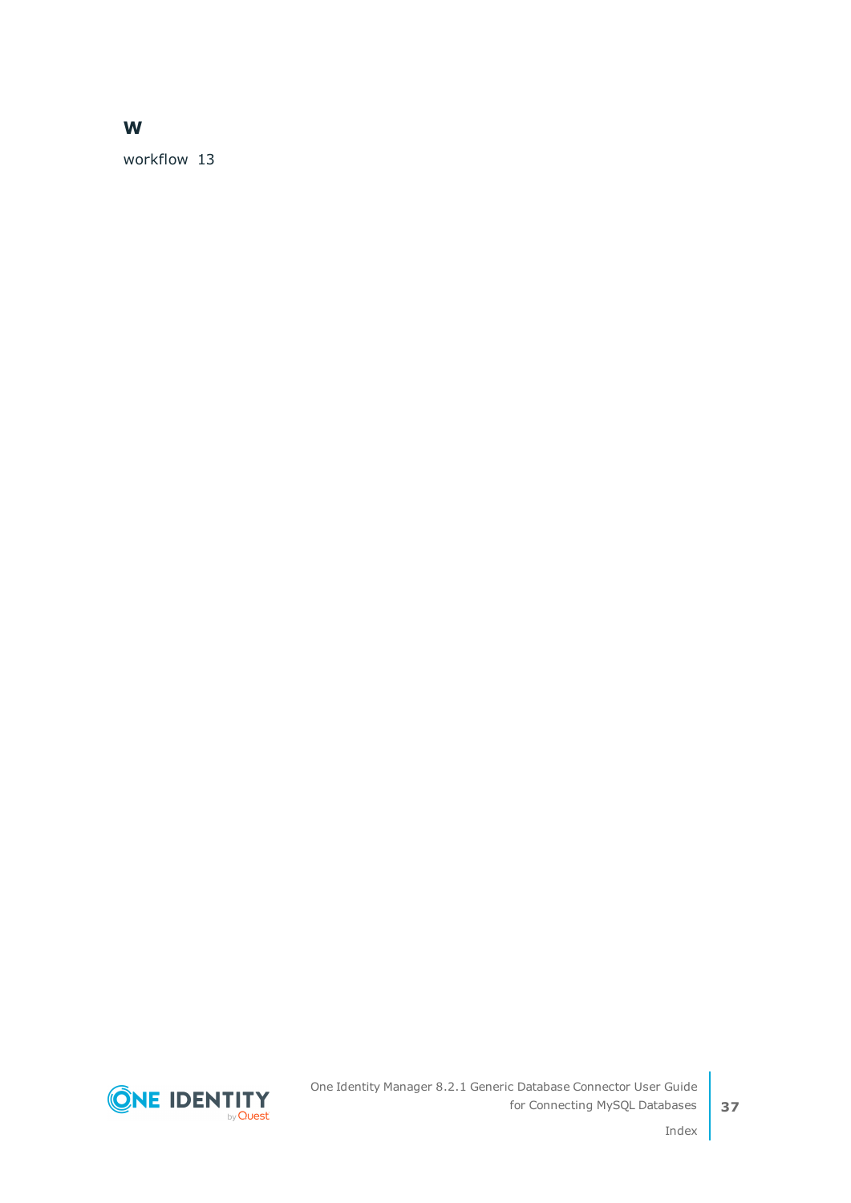**W**

workflow 13